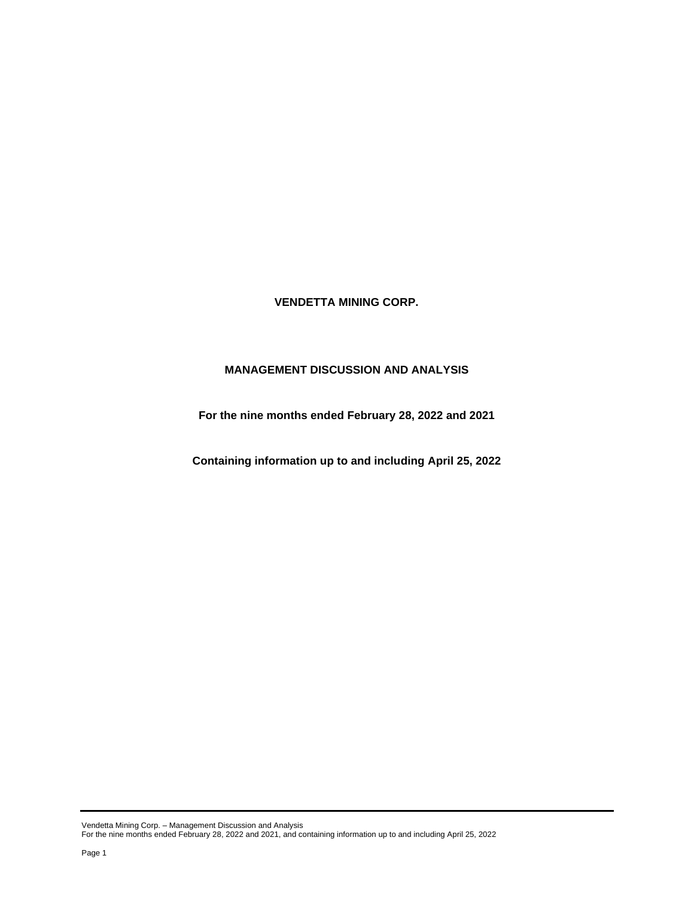# VENDETTA MINING CORP.

## MANAGEMENT DISCUSSION AND ANALYSIS

**For the nine months ended February 28, 2022 and 2021**

**Containing information up to and including April 25, 2022**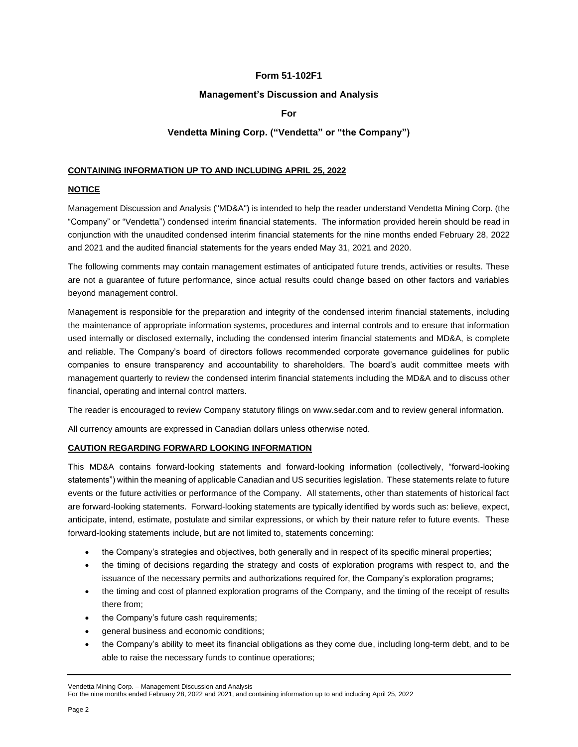**Form 51-102F1**

**Management's Discussion and Analysis**

**For**

**Vendetta Mining Corp. ("Vendetta" or "the Company")**

**CONTAINING INFORMATION UP TO AND INCLUDING APRIL 25, 2022**

**NOTICE**

Management Discussion and Analysis ("MD&A") is intended to help the reader understand Vendetta Mining Corp. (the "Company" or "Vendetta") condensed interim financial statements. The information provided herein should be read in conjunction with the unaudited condensed interim financial statements for the nine months ended February 28, 2022 and 2021 and the audited financial statements for the years ended May 31, 2021 and 2020.

The following comments may contain management estimates of anticipated future trends, activities or results. These are not a guarantee of future performance, since actual results could change based on other factors and variables beyond management control.

Management is responsible for the preparation and integrity of the condensed interim financial statements, including the maintenance of appropriate information systems, procedures and internal controls and to ensure that information used internally or disclosed externally, including the condensed interim financial statements and MD&A, is complete and reliable. The Company's board of directors follows recommended corporate governance guidelines for public companies to ensure transparency and accountability to shareholders. The board's audit committee meets with management quarterly to review the condensed interim financial statements including the MD&A and to discuss other financial, operating and internal control matters.

The reader is encouraged to review Company statutory filings on www.sedar.com and to review general information.

All currency amounts are expressed in Canadian dollars unless otherwise noted.

**CAUTION REGARDING FORWARD LOOKING INFORMATION**

This MD&A contains forward-looking statements and forward-looking information (collectively, "forward-looking statements") within the meaning of applicable Canadian and US securities legislation. These statements relate to future events or the future activities or performance of the Company. All statements, other than statements of historical fact are forward-looking statements. Forward-looking statements are typically identified by words such as: believe, expect, anticipate, intend, estimate, postulate and similar expressions, or which by their nature refer to future events. These forward-looking statements include, but are not limited to, statements concerning:

- the Company's strategies and objectives, both generally and in respect of its specific mineral properties;
- the timing of decisions regarding the strategy and costs of exploration programs with respect to, and the issuance of the necessary permits and authorizations required for, the Company's exploration programs;
- the timing and cost of planned exploration programs of the Company, and the timing of the receipt of results there from;
- the Company's future cash requirements;
- general business and economic conditions;
- the Company's ability to meet its financial obligations as they come due, including long-term debt, and to be able to raise the necessary funds to continue operations;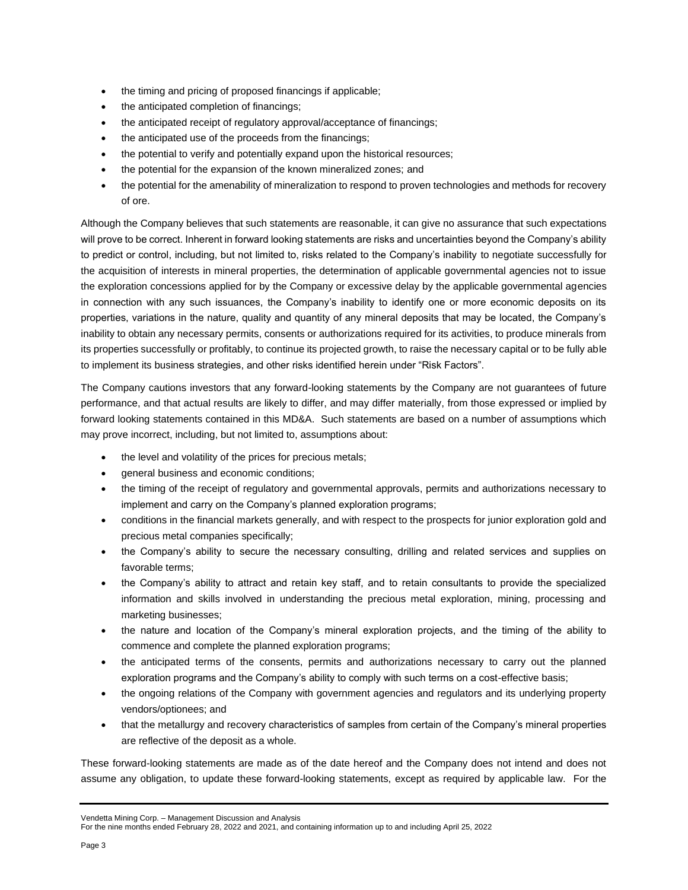- the timing and pricing of proposed financings if applicable;
- the anticipated completion of financings;
- the anticipated receipt of regulatory approval/acceptance of financings;
- the anticipated use of the proceeds from the financings;
- the potential to verify and potentially expand upon the historical resources;
- the potential for the expansion of the known mineralized zones; and
- the potential for the amenability of mineralization to respond to proven technologies and methods for recovery of ore.

Although the Company believes that such statements are reasonable, it can give no assurance that such expectations will prove to be correct. Inherent in forward looking statements are risks and uncertainties beyond the Company's ability to predict or control, including, but not limited to, risks related to the Company's inability to negotiate successfully for the acquisition of interests in mineral properties, the determination of applicable governmental agencies not to issue the exploration concessions applied for by the Company or excessive delay by the applicable governmental agencies in connection with any such issuances, the Company's inability to identify one or more economic deposits on its properties, variations in the nature, quality and quantity of any mineral deposits that may be located, the Company's inability to obtain any necessary permits, consents or authorizations required for its activities, to produce minerals from its properties successfully or profitably, to continue its projected growth, to raise the necessary capital or to be fully able to implement its business strategies, and other risks identified herein under "Risk Factors".

The Company cautions investors that any forward-looking statements by the Company are not guarantees of future performance, and that actual results are likely to differ, and may differ materially, from those expressed or implied by forward looking statements contained in this MD&A. Such statements are based on a number of assumptions which may prove incorrect, including, but not limited to, assumptions about:

- the level and volatility of the prices for precious metals;
- general business and economic conditions;
- the timing of the receipt of regulatory and governmental approvals, permits and authorizations necessary to implement and carry on the Company's planned exploration programs;
- conditions in the financial markets generally, and with respect to the prospects for junior exploration gold and precious metal companies specifically;
- the Company's ability to secure the necessary consulting, drilling and related services and supplies on favorable terms;
- the Company's ability to attract and retain key staff, and to retain consultants to provide the specialized information and skills involved in understanding the precious metal exploration, mining, processing and marketing businesses;
- the nature and location of the Company's mineral exploration projects, and the timing of the ability to commence and complete the planned exploration programs;
- the anticipated terms of the consents, permits and authorizations necessary to carry out the planned exploration programs and the Company's ability to comply with such terms on a cost-effective basis;
- the ongoing relations of the Company with government agencies and regulators and its underlying property vendors/optionees; and
- that the metallurgy and recovery characteristics of samples from certain of the Company's mineral properties are reflective of the deposit as a whole.

These forward-looking statements are made as of the date hereof and the Company does not intend and does not assume any obligation, to update these forward-looking statements, except as required by applicable law. For the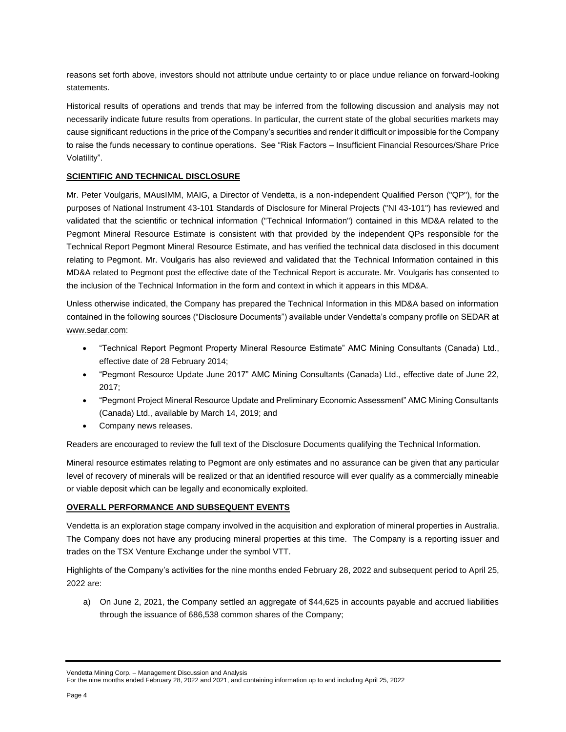reasons set forth above, investors should not attribute undue certainty to or place undue reliance on forward-looking statements.

Historical results of operations and trends that may be inferred from the following discussion and analysis may not necessarily indicate future results from operations. In particular, the current state of the global securities markets may cause significant reductions in the price of the Company's securities and render it difficult or impossible for the Company to raise the funds necessary to continue operations. See "Risk Factors – Insufficient Financial Resources/Share Price Volatility".

## SCIENTIFIC AND TECHNICAL DISCLOSURE

Mr. Peter Voulgaris, MAusIMM, MAIG, a Director of Vendetta, is a non-independent Qualified Person ("QP"), for the purposes of National Instrument 43-101 Standards of Disclosure for Mineral Projects ("NI 43-101") has reviewed and validated that the scientific or technical information ("Technical Information") contained in this MD&A related to the Pegmont Mineral Resource Estimate is consistent with that provided by the independent QPs responsible for the Technical Report Pegmont Mineral Resource Estimate, and has verified the technical data disclosed in this document relating to Pegmont. Mr. Voulgaris has also reviewed and validated that the Technical Information contained in this MD&A related to Pegmont post the effective date of the Technical Report is accurate. Mr. Voulgaris has consented to the inclusion of the Technical Information in the form and context in which it appears in this MD&A.

Unless otherwise indicated, the Company has prepared the Technical Information in this MD&A based on information contained in the following sources ("Disclosure Documents") available under Vendetta's company profile on SEDAR at www.sedar.com:

- "Technical Report Pegmont Property Mineral Resource Estimate" AMC Mining Consultants (Canada) Ltd., effective date of 28 February 2014;
- "Pegmont Resource Update June 2017" AMC Mining Consultants (Canada) Ltd., effective date of June 22, 2017;
- "Pegmont Project Mineral Resource Update and Preliminary Economic Assessment" AMC Mining Consultants (Canada) Ltd., available by March 14, 2019; and
- Company news releases.

Readers are encouraged to review the full text of the Disclosure Documents qualifying the Technical Information.

Mineral resource estimates relating to Pegmont are only estimates and no assurance can be given that any particular level of recovery of minerals will be realized or that an identified resource will ever qualify as a commercially mineable or viable deposit which can be legally and economically exploited.

## OVERALL PERFORMANCE AND SUBSEQUENT EVENTS

Vendetta is an exploration stage company involved in the acquisition and exploration of mineral properties in Australia. The Company does not have any producing mineral properties at this time. The Company is a reporting issuer and trades on the TSX Venture Exchange under the symbol VTT.

Highlights of the Company's activities for the nine months ended February 28, 2022 and subsequent period to April 25, 2022 are:

a) On June 2, 2021, the Company settled an aggregate of $44,625 in accounts payable and accrued liabilities through the issuance of 686,538 common shares of the Company;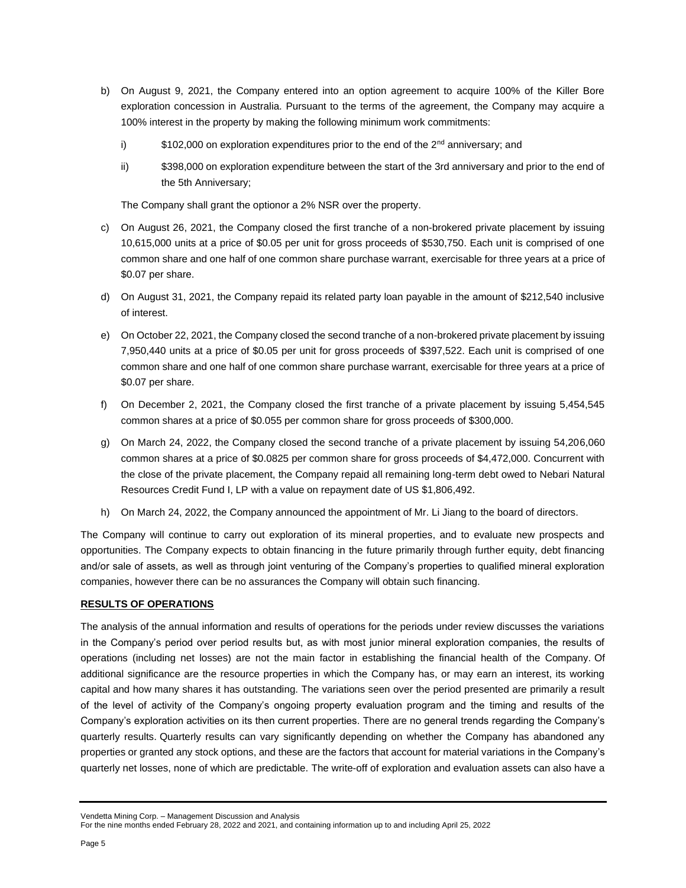b) On August 9, 2021, the Company entered into an option agreement to acquire 100% of the Killer Bore exploration concession in Australia. Pursuant to the terms of the agreement, the Company may acquire a 100% interest in the property by making the following minimum work commitments:

   i) $102,000 on exploration expenditures prior to the end of the 2nd anniversary; and

   ii) $398,000 on exploration expenditure between the start of the 3rd anniversary and prior to the end of the 5th Anniversary;

   The Company shall grant the optionor a 2% NSR over the property.

c) On August 26, 2021, the Company closed the first tranche of a non-brokered private placement by issuing 10,615,000 units at a price of $0.05 per unit for gross proceeds of $530,750. Each unit is comprised of one common share and one half of one common share purchase warrant, exercisable for three years at a price of $0.07 per share.

d) On August 31, 2021, the Company repaid its related party loan payable in the amount of $212,540 inclusive of interest.

e) On October 22, 2021, the Company closed the second tranche of a non-brokered private placement by issuing 7,950,440 units at a price of $0.05 per unit for gross proceeds of $397,522. Each unit is comprised of one common share and one half of one common share purchase warrant, exercisable for three years at a price of $0.07 per share.

f) On December 2, 2021, the Company closed the first tranche of a private placement by issuing 5,454,545 common shares at a price of $0.055 per common share for gross proceeds of $300,000.

g) On March 24, 2022, the Company closed the second tranche of a private placement by issuing 54,206,060 common shares at a price of $0.0825 per common share for gross proceeds of $4,472,000. Concurrent with the close of the private placement, the Company repaid all remaining long-term debt owed to Nebari Natural Resources Credit Fund I, LP with a value on repayment date of US $1,806,492.

h) On March 24, 2022, the Company announced the appointment of Mr. Li Jiang to the board of directors.

The Company will continue to carry out exploration of its mineral properties, and to evaluate new prospects and opportunities. The Company expects to obtain financing in the future primarily through further equity, debt financing and/or sale of assets, as well as through joint venturing of the Company's properties to qualified mineral exploration companies, however there can be no assurances the Company will obtain such financing.

## RESULTS OF OPERATIONS

The analysis of the annual information and results of operations for the periods under review discusses the variations in the Company's period over period results but, as with most junior mineral exploration companies, the results of operations (including net losses) are not the main factor in establishing the financial health of the Company. Of additional significance are the resource properties in which the Company has, or may earn an interest, its working capital and how many shares it has outstanding. The variations seen over the period presented are primarily a result of the level of activity of the Company's ongoing property evaluation program and the timing and results of the Company's exploration activities on its then current properties. There are no general trends regarding the Company's quarterly results. Quarterly results can vary significantly depending on whether the Company has abandoned any properties or granted any stock options, and these are the factors that account for material variations in the Company's quarterly net losses, none of which are predictable. The write-off of exploration and evaluation assets can also have a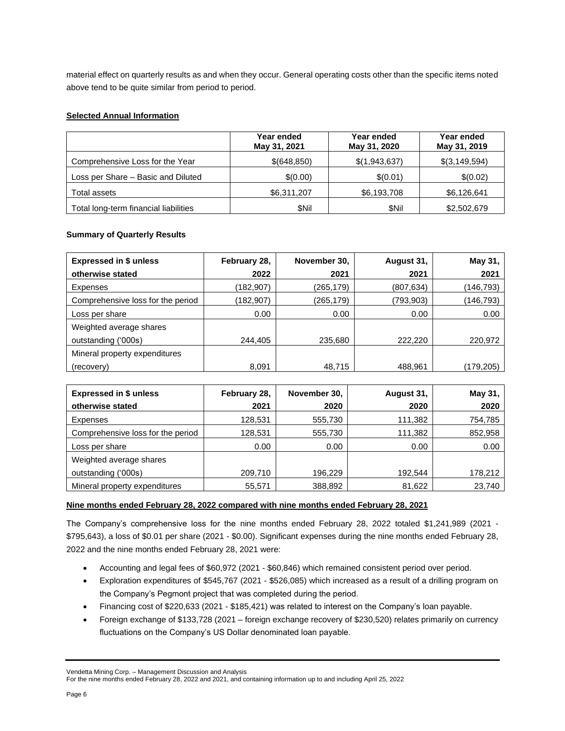material effect on quarterly results as and when they occur. General operating costs other than the specific items noted above tend to be quite similar from period to period.

**Selected Annual Information**

| | Year ended May 31, 2021 | Year ended May 31, 2020 | Year ended May 31, 2019 |
|---|---|---|---|
| Comprehensive Loss for the Year | $(648,850) | $(1,943,637) | $(3,149,594) |
| Loss per Share – Basic and Diluted | $(0.00) | $(0.01) | $(0.02) |
| Total assets | $6,311,207 | $6,193,708 | $6,126,641 |
| Total long-term financial liabilities | $Nil | $Nil | $2,502,679 |

**Summary of Quarterly Results**

| Expressed in $ unless otherwise stated | February 28, 2022 | November 30, 2021 | August 31, 2021 | May 31, 2021 |
|---|---|---|---|---|
| Expenses | (182,907) | (265,179) | (807,634) | (146,793) |
| Comprehensive loss for the period | (182,907) | (265,179) | (793,903) | (146,793) |
| Loss per share | 0.00 | 0.00 | 0.00 | 0.00 |
| Weighted average shares outstanding ('000s) | 244,405 | 235,680 | 222,220 | 220,972 |
| Mineral property expenditures (recovery) | 8,091 | 48,715 | 488,961 | (179,205) |

| Expressed in $ unless otherwise stated | February 28, 2021 | November 30, 2020 | August 31, 2020 | May 31, 2020 |
|---|---|---|---|---|
| Expenses | 128,531 | 555,730 | 111,382 | 754,785 |
| Comprehensive loss for the period | 128,531 | 555,730 | 111,382 | 852,958 |
| Loss per share | 0.00 | 0.00 | 0.00 | 0.00 |
| Weighted average shares outstanding ('000s) | 209,710 | 196,229 | 192,544 | 178,212 |
| Mineral property expenditures | 55,571 | 388,892 | 81,622 | 23,740 |

**Nine months ended February 28, 2022 compared with nine months ended February 28, 2021**

The Company's comprehensive loss for the nine months ended February 28, 2022 totaled $1,241,989 (2021 - $795,643), a loss of $0.01 per share (2021 - $0.00). Significant expenses during the nine months ended February 28, 2022 and the nine months ended February 28, 2021 were:

- Accounting and legal fees of $60,972 (2021 - $60,846) which remained consistent period over period.
- Exploration expenditures of $545,767 (2021 - $526,085) which increased as a result of a drilling program on the Company's Pegmont project that was completed during the period.
- Financing cost of $220,633 (2021 - $185,421) was related to interest on the Company's loan payable.
- Foreign exchange of $133,728 (2021 – foreign exchange recovery of $230,520) relates primarily on currency fluctuations on the Company's US Dollar denominated loan payable.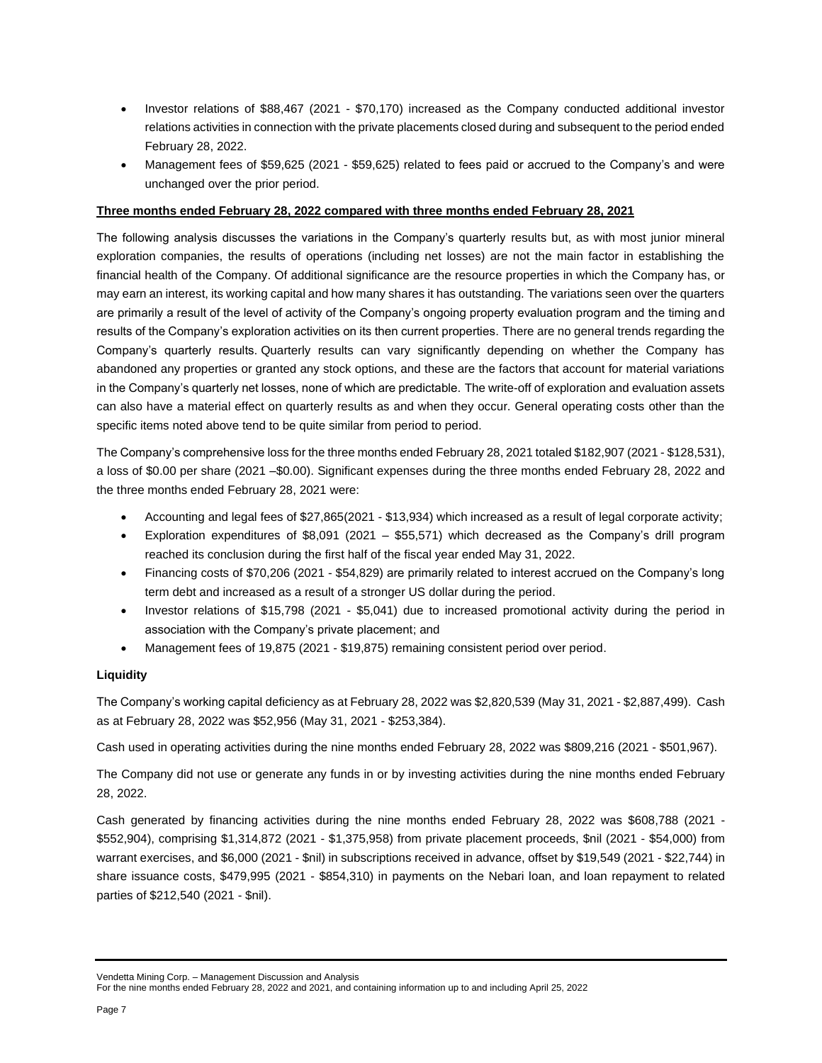- Investor relations of \$88,467 (2021 - \$70,170) increased as the Company conducted additional investor relations activities in connection with the private placements closed during and subsequent to the period ended February 28, 2022.
- Management fees of \$59,625 (2021 - \$59,625) related to fees paid or accrued to the Company's and were unchanged over the prior period.

**Three months ended February 28, 2022 compared with three months ended February 28, 2021**

The following analysis discusses the variations in the Company's quarterly results but, as with most junior mineral exploration companies, the results of operations (including net losses) are not the main factor in establishing the financial health of the Company. Of additional significance are the resource properties in which the Company has, or may earn an interest, its working capital and how many shares it has outstanding. The variations seen over the quarters are primarily a result of the level of activity of the Company's ongoing property evaluation program and the timing and results of the Company's exploration activities on its then current properties. There are no general trends regarding the Company's quarterly results. Quarterly results can vary significantly depending on whether the Company has abandoned any properties or granted any stock options, and these are the factors that account for material variations in the Company's quarterly net losses, none of which are predictable. The write-off of exploration and evaluation assets can also have a material effect on quarterly results as and when they occur. General operating costs other than the specific items noted above tend to be quite similar from period to period.

The Company's comprehensive loss for the three months ended February 28, 2021 totaled \$182,907 (2021 - \$128,531), a loss of \$0.00 per share (2021 –\$0.00). Significant expenses during the three months ended February 28, 2022 and the three months ended February 28, 2021 were:

- Accounting and legal fees of \$27,865(2021 - \$13,934) which increased as a result of legal corporate activity;
- Exploration expenditures of \$8,091 (2021 – \$55,571) which decreased as the Company's drill program reached its conclusion during the first half of the fiscal year ended May 31, 2022.
- Financing costs of \$70,206 (2021 - \$54,829) are primarily related to interest accrued on the Company's long term debt and increased as a result of a stronger US dollar during the period.
- Investor relations of \$15,798 (2021 - \$5,041) due to increased promotional activity during the period in association with the Company's private placement; and
- Management fees of 19,875 (2021 - \$19,875) remaining consistent period over period.

**Liquidity**

The Company's working capital deficiency as at February 28, 2022 was \$2,820,539 (May 31, 2021 - \$2,887,499). Cash as at February 28, 2022 was \$52,956 (May 31, 2021 - \$253,384).

Cash used in operating activities during the nine months ended February 28, 2022 was \$809,216 (2021 - \$501,967).

The Company did not use or generate any funds in or by investing activities during the nine months ended February 28, 2022.

Cash generated by financing activities during the nine months ended February 28, 2022 was \$608,788 (2021 - \$552,904), comprising \$1,314,872 (2021 - \$1,375,958) from private placement proceeds, \$nil (2021 - \$54,000) from warrant exercises, and \$6,000 (2021 - \$nil) in subscriptions received in advance, offset by \$19,549 (2021 - \$22,744) in share issuance costs, \$479,995 (2021 - \$854,310) in payments on the Nebari loan, and loan repayment to related parties of \$212,540 (2021 - \$nil).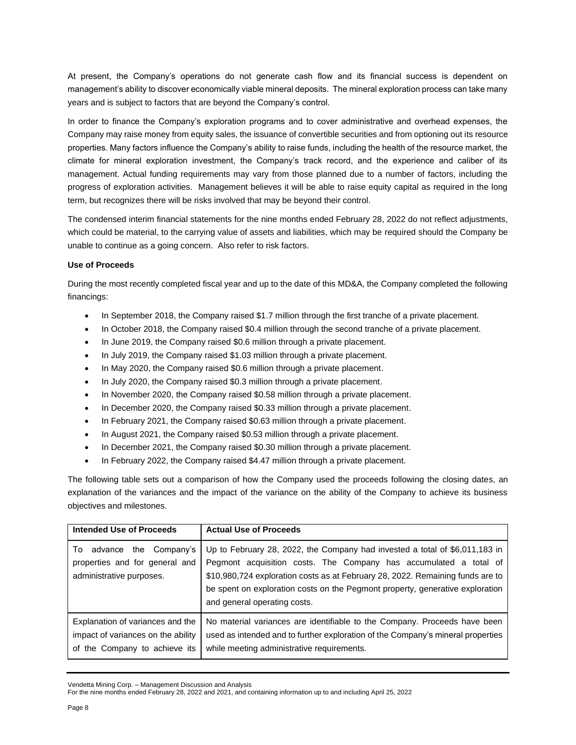At present, the Company's operations do not generate cash flow and its financial success is dependent on management's ability to discover economically viable mineral deposits. The mineral exploration process can take many years and is subject to factors that are beyond the Company's control.

In order to finance the Company's exploration programs and to cover administrative and overhead expenses, the Company may raise money from equity sales, the issuance of convertible securities and from optioning out its resource properties. Many factors influence the Company's ability to raise funds, including the health of the resource market, the climate for mineral exploration investment, the Company's track record, and the experience and caliber of its management. Actual funding requirements may vary from those planned due to a number of factors, including the progress of exploration activities. Management believes it will be able to raise equity capital as required in the long term, but recognizes there will be risks involved that may be beyond their control.

The condensed interim financial statements for the nine months ended February 28, 2022 do not reflect adjustments, which could be material, to the carrying value of assets and liabilities, which may be required should the Company be unable to continue as a going concern. Also refer to risk factors.

**Use of Proceeds**

During the most recently completed fiscal year and up to the date of this MD&A, the Company completed the following financings:

- In September 2018, the Company raised $1.7 million through the first tranche of a private placement.
- In October 2018, the Company raised $0.4 million through the second tranche of a private placement.
- In June 2019, the Company raised $0.6 million through a private placement.
- In July 2019, the Company raised $1.03 million through a private placement.
- In May 2020, the Company raised $0.6 million through a private placement.
- In July 2020, the Company raised $0.3 million through a private placement.
- In November 2020, the Company raised $0.58 million through a private placement.
- In December 2020, the Company raised $0.33 million through a private placement.
- In February 2021, the Company raised $0.63 million through a private placement.
- In August 2021, the Company raised $0.53 million through a private placement.
- In December 2021, the Company raised $0.30 million through a private placement.
- In February 2022, the Company raised $4.47 million through a private placement.

The following table sets out a comparison of how the Company used the proceeds following the closing dates, an explanation of the variances and the impact of the variance on the ability of the Company to achieve its business objectives and milestones.

| **Intended Use of Proceeds** | **Actual Use of Proceeds** |
|---|---|
| To advance the Company's properties and for general and administrative purposes. | Up to February 28, 2022, the Company had invested a total of $6,011,183 in Pegmont acquisition costs. The Company has accumulated a total of $10,980,724 exploration costs as at February 28, 2022. Remaining funds are to be spent on exploration costs on the Pegmont property, generative exploration and general operating costs. |
| Explanation of variances and the impact of variances on the ability of the Company to achieve its | No material variances are identifiable to the Company. Proceeds have been used as intended and to further exploration of the Company's mineral properties while meeting administrative requirements. |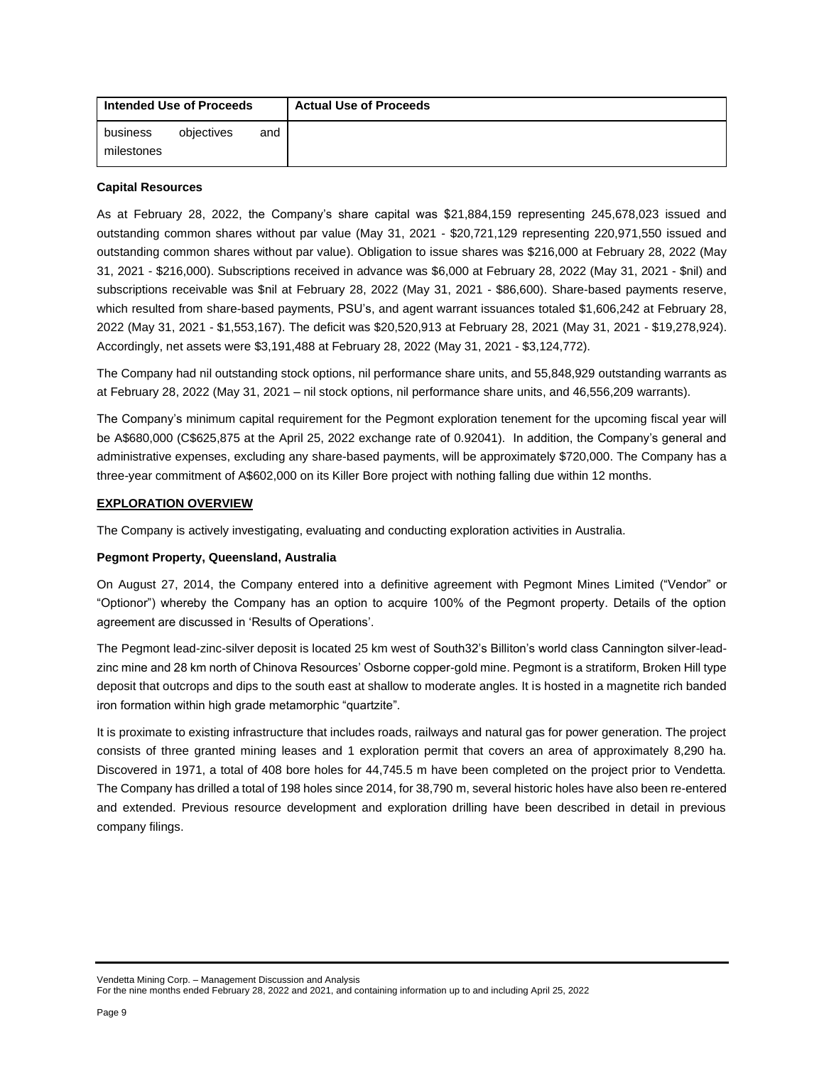| Intended Use of Proceeds | Actual Use of Proceeds |
| --- | --- |
| business objectives and milestones | |

**Capital Resources**

As at February 28, 2022, the Company's share capital was $21,884,159 representing 245,678,023 issued and outstanding common shares without par value (May 31, 2021 - $20,721,129 representing 220,971,550 issued and outstanding common shares without par value). Obligation to issue shares was $216,000 at February 28, 2022 (May 31, 2021 - $216,000). Subscriptions received in advance was $6,000 at February 28, 2022 (May 31, 2021 - $nil) and subscriptions receivable was $nil at February 28, 2022 (May 31, 2021 - $86,600). Share-based payments reserve, which resulted from share-based payments, PSU's, and agent warrant issuances totaled $1,606,242 at February 28, 2022 (May 31, 2021 - $1,553,167). The deficit was $20,520,913 at February 28, 2021 (May 31, 2021 - $19,278,924). Accordingly, net assets were $3,191,488 at February 28, 2022 (May 31, 2021 - $3,124,772).

The Company had nil outstanding stock options, nil performance share units, and 55,848,929 outstanding warrants as at February 28, 2022 (May 31, 2021 – nil stock options, nil performance share units, and 46,556,209 warrants).

The Company's minimum capital requirement for the Pegmont exploration tenement for the upcoming fiscal year will be A$680,000 (C$625,875 at the April 25, 2022 exchange rate of 0.92041). In addition, the Company's general and administrative expenses, excluding any share-based payments, will be approximately $720,000. The Company has a three-year commitment of A$602,000 on its Killer Bore project with nothing falling due within 12 months.

## EXPLORATION OVERVIEW

The Company is actively investigating, evaluating and conducting exploration activities in Australia.

**Pegmont Property, Queensland, Australia**

On August 27, 2014, the Company entered into a definitive agreement with Pegmont Mines Limited ("Vendor" or "Optionor") whereby the Company has an option to acquire 100% of the Pegmont property. Details of the option agreement are discussed in 'Results of Operations'.

The Pegmont lead-zinc-silver deposit is located 25 km west of South32's Billiton's world class Cannington silver-lead-zinc mine and 28 km north of Chinova Resources' Osborne copper-gold mine. Pegmont is a stratiform, Broken Hill type deposit that outcrops and dips to the south east at shallow to moderate angles. It is hosted in a magnetite rich banded iron formation within high grade metamorphic "quartzite".

It is proximate to existing infrastructure that includes roads, railways and natural gas for power generation. The project consists of three granted mining leases and 1 exploration permit that covers an area of approximately 8,290 ha. Discovered in 1971, a total of 408 bore holes for 44,745.5 m have been completed on the project prior to Vendetta. The Company has drilled a total of 198 holes since 2014, for 38,790 m, several historic holes have also been re-entered and extended. Previous resource development and exploration drilling have been described in detail in previous company filings.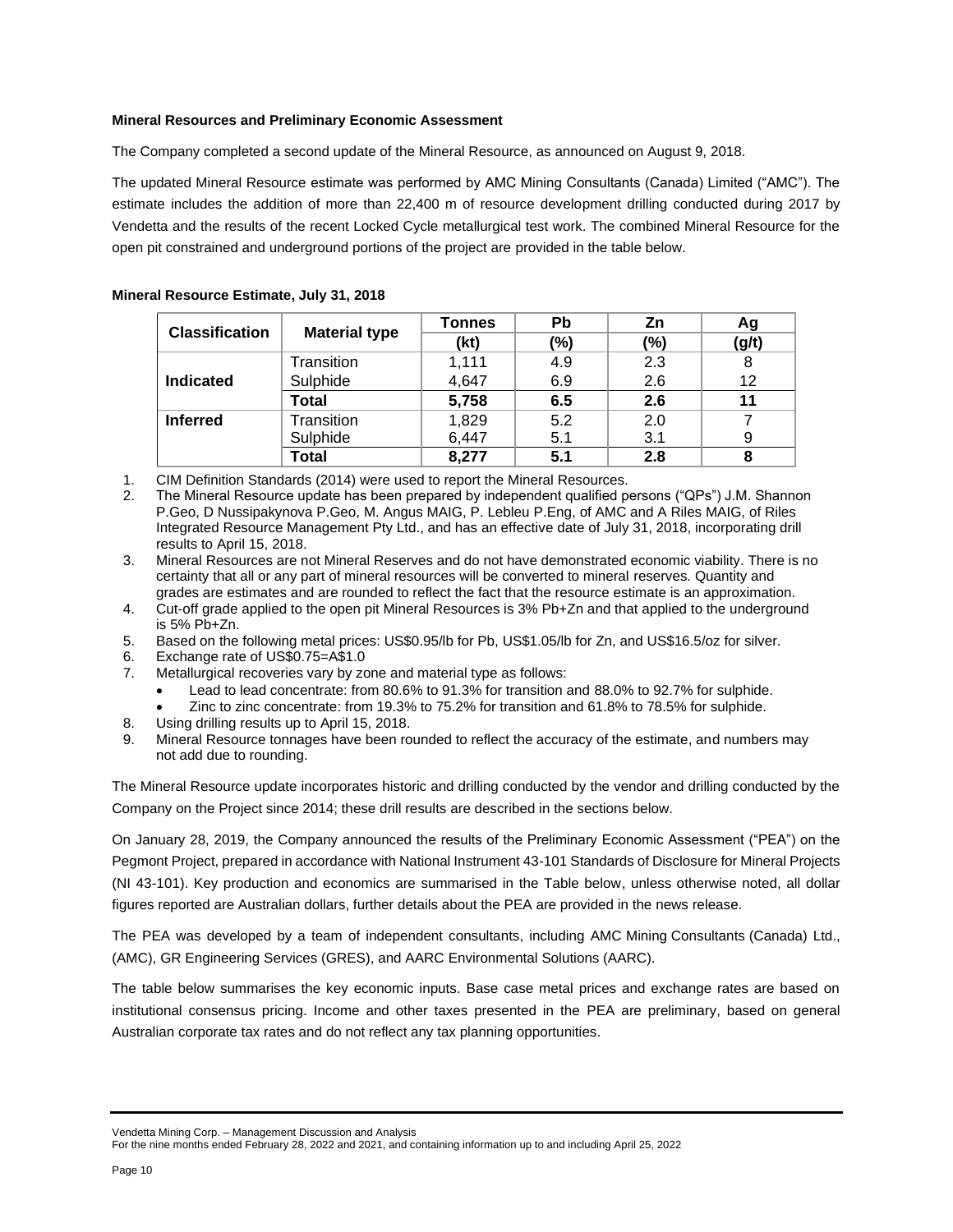**Mineral Resources and Preliminary Economic Assessment**

The Company completed a second update of the Mineral Resource, as announced on August 9, 2018.

The updated Mineral Resource estimate was performed by AMC Mining Consultants (Canada) Limited ("AMC"). The estimate includes the addition of more than 22,400 m of resource development drilling conducted during 2017 by Vendetta and the results of the recent Locked Cycle metallurgical test work. The combined Mineral Resource for the open pit constrained and underground portions of the project are provided in the table below.

**Mineral Resource Estimate, July 31, 2018**

| Classification | Material type | Tonnes (kt) | Pb (%) | Zn (%) | Ag (g/t) |
|---|---|---|---|---|---|
| **Indicated** | Transition | 1,111 | 4.9 | 2.3 | 8 |
| | Sulphide | 4,647 | 6.9 | 2.6 | 12 |
| | **Total** | **5,758** | **6.5** | **2.6** | **11** |
| **Inferred** | Transition | 1,829 | 5.2 | 2.0 | 7 |
| | Sulphide | 6,447 | 5.1 | 3.1 | 9 |
| | **Total** | **8,277** | **5.1** | **2.8** | **8** |

1. CIM Definition Standards (2014) were used to report the Mineral Resources.
2. The Mineral Resource update has been prepared by independent qualified persons ("QPs") J.M. Shannon P.Geo, D Nussipakynova P.Geo, M. Angus MAIG, P. Lebleu P.Eng, of AMC and A Riles MAIG, of Riles Integrated Resource Management Pty Ltd., and has an effective date of July 31, 2018, incorporating drill results to April 15, 2018.
3. Mineral Resources are not Mineral Reserves and do not have demonstrated economic viability. There is no certainty that all or any part of mineral resources will be converted to mineral reserves. Quantity and grades are estimates and are rounded to reflect the fact that the resource estimate is an approximation.
4. Cut-off grade applied to the open pit Mineral Resources is 3% Pb+Zn and that applied to the underground is 5% Pb+Zn.
5. Based on the following metal prices: US$0.95/lb for Pb, US$1.05/lb for Zn, and US$16.5/oz for silver.
6. Exchange rate of US$0.75=A$1.0
7. Metallurgical recoveries vary by zone and material type as follows:
   - Lead to lead concentrate: from 80.6% to 91.3% for transition and 88.0% to 92.7% for sulphide.
   - Zinc to zinc concentrate: from 19.3% to 75.2% for transition and 61.8% to 78.5% for sulphide.
8. Using drilling results up to April 15, 2018.
9. Mineral Resource tonnages have been rounded to reflect the accuracy of the estimate, and numbers may not add due to rounding.

The Mineral Resource update incorporates historic and drilling conducted by the vendor and drilling conducted by the Company on the Project since 2014; these drill results are described in the sections below.

On January 28, 2019, the Company announced the results of the Preliminary Economic Assessment ("PEA") on the Pegmont Project, prepared in accordance with National Instrument 43-101 Standards of Disclosure for Mineral Projects (NI 43-101). Key production and economics are summarised in the Table below, unless otherwise noted, all dollar figures reported are Australian dollars, further details about the PEA are provided in the news release.

The PEA was developed by a team of independent consultants, including AMC Mining Consultants (Canada) Ltd., (AMC), GR Engineering Services (GRES), and AARC Environmental Solutions (AARC).

The table below summarises the key economic inputs. Base case metal prices and exchange rates are based on institutional consensus pricing. Income and other taxes presented in the PEA are preliminary, based on general Australian corporate tax rates and do not reflect any tax planning opportunities.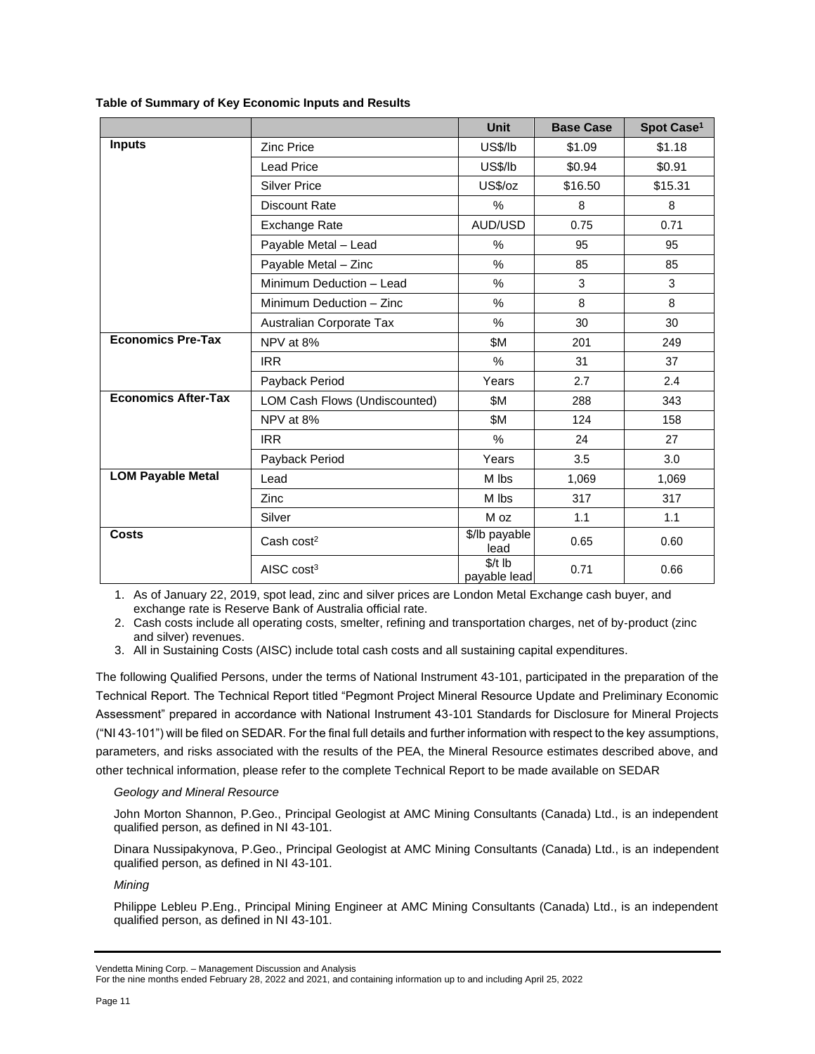**Table of Summary of Key Economic Inputs and Results**

| | | Unit | Base Case | Spot Case[1] |
|---|---|---|---|---|
| **Inputs** | Zinc Price | US$/lb | $1.09 | $1.18 |
| | Lead Price | US$/lb | $0.94 | $0.91 |
| | Silver Price | US$/oz | $16.50 | $15.31 |
| | Discount Rate | % | 8 | 8 |
| | Exchange Rate | AUD/USD | 0.75 | 0.71 |
| | Payable Metal – Lead | % | 95 | 95 |
| | Payable Metal – Zinc | % | 85 | 85 |
| | Minimum Deduction – Lead | % | 3 | 3 |
| | Minimum Deduction – Zinc | % | 8 | 8 |
| | Australian Corporate Tax | % | 30 | 30 |
| **Economics Pre-Tax** | NPV at 8% | $M | 201 | 249 |
| | IRR | % | 31 | 37 |
| | Payback Period | Years | 2.7 | 2.4 |
| **Economics After-Tax** | LOM Cash Flows (Undiscounted) | $M | 288 | 343 |
| | NPV at 8% | $M | 124 | 158 |
| | IRR | % | 24 | 27 |
| | Payback Period | Years | 3.5 | 3.0 |
| **LOM Payable Metal** | Lead | M lbs | 1,069 | 1,069 |
| | Zinc | M lbs | 317 | 317 |
| | Silver | M oz | 1.1 | 1.1 |
| **Costs** | Cash cost[2] | $/lb payable lead | 0.65 | 0.60 |
| | AISC cost[3] | $/t lb payable lead | 0.71 | 0.66 |

1. As of January 22, 2019, spot lead, zinc and silver prices are London Metal Exchange cash buyer, and exchange rate is Reserve Bank of Australia official rate.
2. Cash costs include all operating costs, smelter, refining and transportation charges, net of by-product (zinc and silver) revenues.
3. All in Sustaining Costs (AISC) include total cash costs and all sustaining capital expenditures.

The following Qualified Persons, under the terms of National Instrument 43-101, participated in the preparation of the Technical Report. The Technical Report titled "Pegmont Project Mineral Resource Update and Preliminary Economic Assessment" prepared in accordance with National Instrument 43-101 Standards for Disclosure for Mineral Projects ("NI 43-101") will be filed on SEDAR. For the final full details and further information with respect to the key assumptions, parameters, and risks associated with the results of the PEA, the Mineral Resource estimates described above, and other technical information, please refer to the complete Technical Report to be made available on SEDAR

*Geology and Mineral Resource*

John Morton Shannon, P.Geo., Principal Geologist at AMC Mining Consultants (Canada) Ltd., is an independent qualified person, as defined in NI 43-101.

Dinara Nussipakynova, P.Geo., Principal Geologist at AMC Mining Consultants (Canada) Ltd., is an independent qualified person, as defined in NI 43-101.

*Mining*

Philippe Lebleu P.Eng., Principal Mining Engineer at AMC Mining Consultants (Canada) Ltd., is an independent qualified person, as defined in NI 43-101.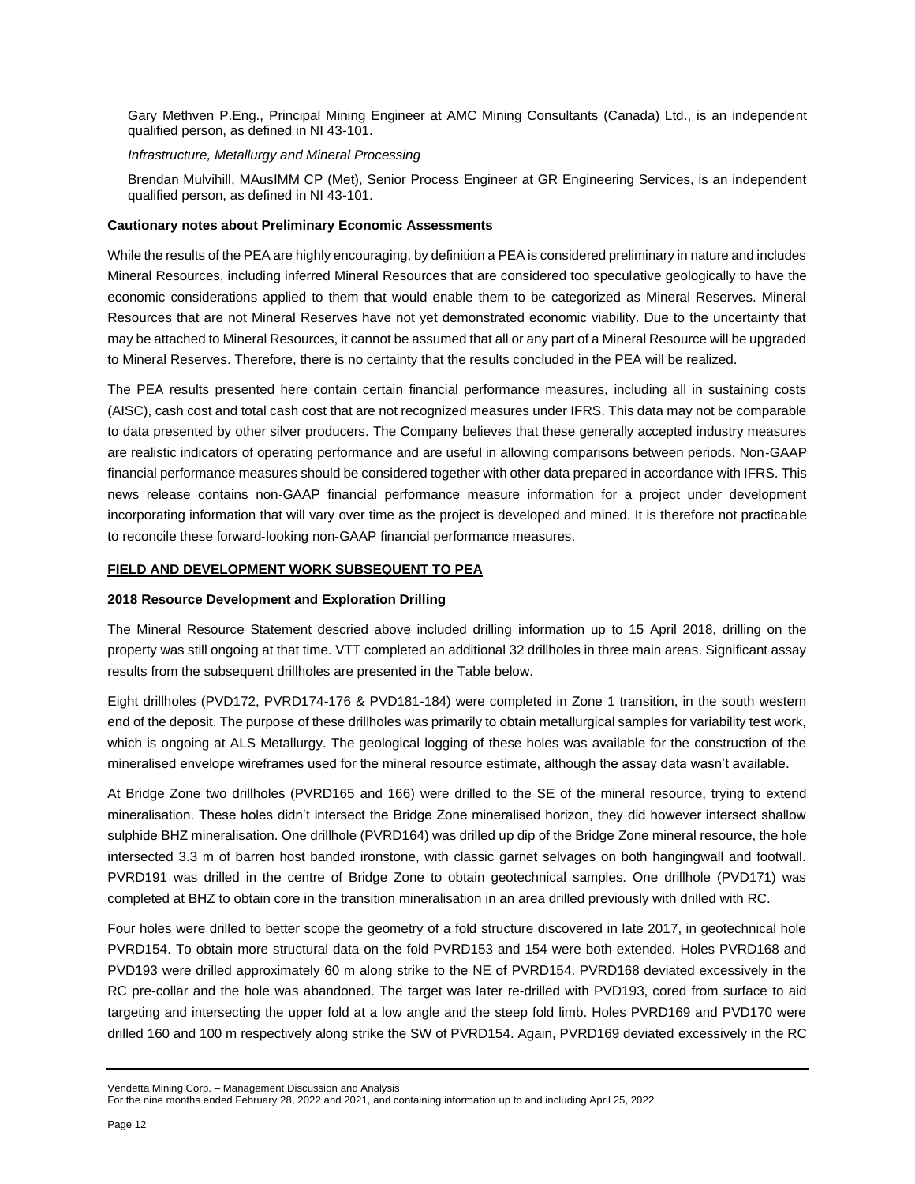Gary Methven P.Eng., Principal Mining Engineer at AMC Mining Consultants (Canada) Ltd., is an independent qualified person, as defined in NI 43-101.

*Infrastructure, Metallurgy and Mineral Processing*

Brendan Mulvihill, MAusIMM CP (Met), Senior Process Engineer at GR Engineering Services, is an independent qualified person, as defined in NI 43-101.

**Cautionary notes about Preliminary Economic Assessments**

While the results of the PEA are highly encouraging, by definition a PEA is considered preliminary in nature and includes Mineral Resources, including inferred Mineral Resources that are considered too speculative geologically to have the economic considerations applied to them that would enable them to be categorized as Mineral Reserves. Mineral Resources that are not Mineral Reserves have not yet demonstrated economic viability. Due to the uncertainty that may be attached to Mineral Resources, it cannot be assumed that all or any part of a Mineral Resource will be upgraded to Mineral Reserves. Therefore, there is no certainty that the results concluded in the PEA will be realized.

The PEA results presented here contain certain financial performance measures, including all in sustaining costs (AISC), cash cost and total cash cost that are not recognized measures under IFRS. This data may not be comparable to data presented by other silver producers. The Company believes that these generally accepted industry measures are realistic indicators of operating performance and are useful in allowing comparisons between periods. Non-GAAP financial performance measures should be considered together with other data prepared in accordance with IFRS. This news release contains non-GAAP financial performance measure information for a project under development incorporating information that will vary over time as the project is developed and mined. It is therefore not practicable to reconcile these forward-looking non-GAAP financial performance measures.

**FIELD AND DEVELOPMENT WORK SUBSEQUENT TO PEA**

**2018 Resource Development and Exploration Drilling**

The Mineral Resource Statement descried above included drilling information up to 15 April 2018, drilling on the property was still ongoing at that time. VTT completed an additional 32 drillholes in three main areas. Significant assay results from the subsequent drillholes are presented in the Table below.

Eight drillholes (PVD172, PVRD174-176 & PVD181-184) were completed in Zone 1 transition, in the south western end of the deposit. The purpose of these drillholes was primarily to obtain metallurgical samples for variability test work, which is ongoing at ALS Metallurgy. The geological logging of these holes was available for the construction of the mineralised envelope wireframes used for the mineral resource estimate, although the assay data wasn't available.

At Bridge Zone two drillholes (PVRD165 and 166) were drilled to the SE of the mineral resource, trying to extend mineralisation. These holes didn't intersect the Bridge Zone mineralised horizon, they did however intersect shallow sulphide BHZ mineralisation. One drillhole (PVRD164) was drilled up dip of the Bridge Zone mineral resource, the hole intersected 3.3 m of barren host banded ironstone, with classic garnet selvages on both hangingwall and footwall. PVRD191 was drilled in the centre of Bridge Zone to obtain geotechnical samples. One drillhole (PVD171) was completed at BHZ to obtain core in the transition mineralisation in an area drilled previously with drilled with RC.

Four holes were drilled to better scope the geometry of a fold structure discovered in late 2017, in geotechnical hole PVRD154. To obtain more structural data on the fold PVRD153 and 154 were both extended. Holes PVRD168 and PVD193 were drilled approximately 60 m along strike to the NE of PVRD154. PVRD168 deviated excessively in the RC pre-collar and the hole was abandoned. The target was later re-drilled with PVD193, cored from surface to aid targeting and intersecting the upper fold at a low angle and the steep fold limb. Holes PVRD169 and PVD170 were drilled 160 and 100 m respectively along strike the SW of PVRD154. Again, PVRD169 deviated excessively in the RC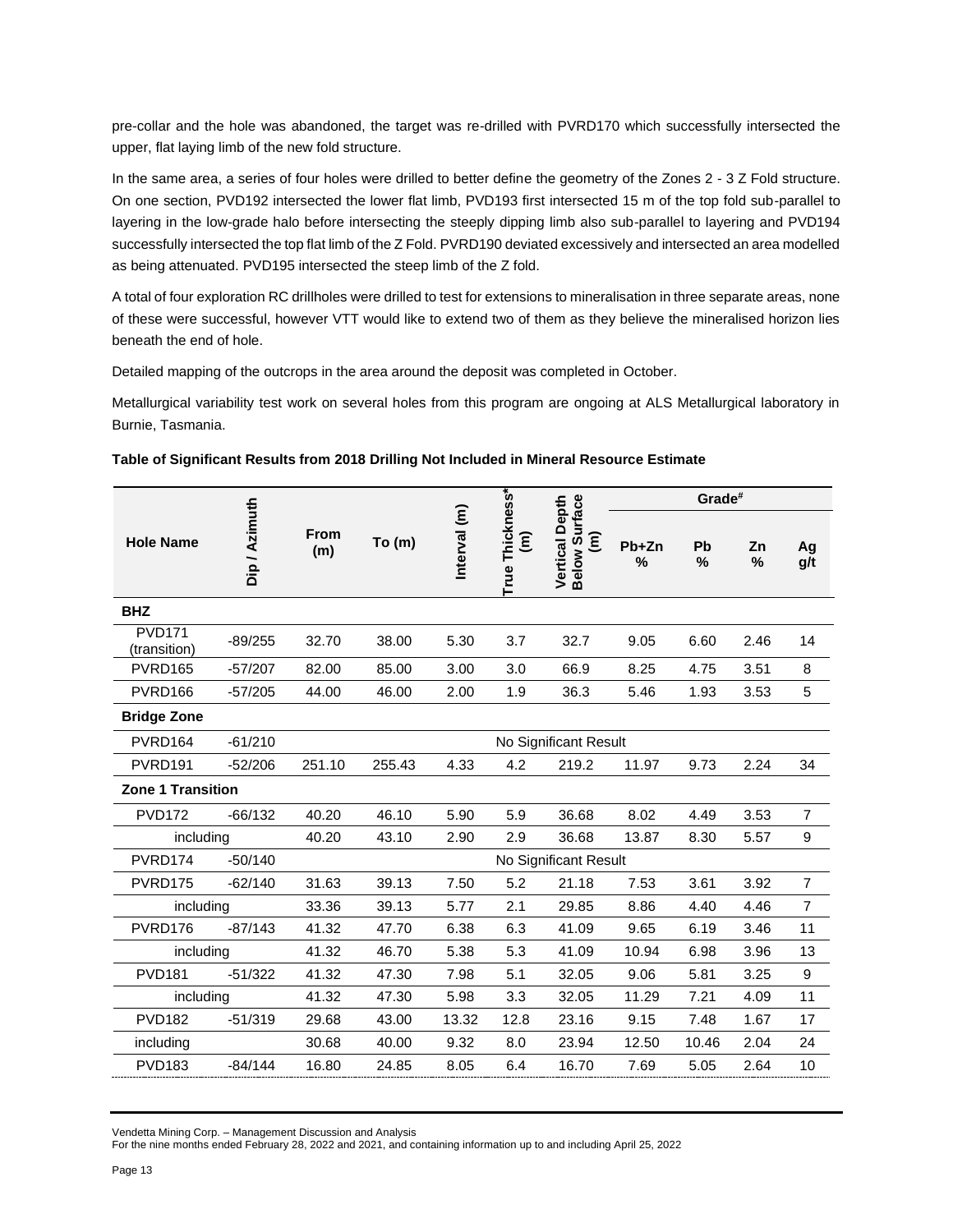pre-collar and the hole was abandoned, the target was re-drilled with PVRD170 which successfully intersected the upper, flat laying limb of the new fold structure.

In the same area, a series of four holes were drilled to better define the geometry of the Zones 2 - 3 Z Fold structure. On one section, PVD192 intersected the lower flat limb, PVD193 first intersected 15 m of the top fold sub-parallel to layering in the low-grade halo before intersecting the steeply dipping limb also sub-parallel to layering and PVD194 successfully intersected the top flat limb of the Z Fold. PVRD190 deviated excessively and intersected an area modelled as being attenuated. PVD195 intersected the steep limb of the Z fold.

A total of four exploration RC drillholes were drilled to test for extensions to mineralisation in three separate areas, none of these were successful, however VTT would like to extend two of them as they believe the mineralised horizon lies beneath the end of hole.

Detailed mapping of the outcrops in the area around the deposit was completed in October.

Metallurgical variability test work on several holes from this program are ongoing at ALS Metallurgical laboratory in Burnie, Tasmania.

**Table of Significant Results from 2018 Drilling Not Included in Mineral Resource Estimate**

| Hole Name | Dip / Azimuth | From (m) | To (m) | Interval (m) | True Thickness* (m) | Vertical Depth Below Surface (m) | Grade# | | | |
|---|---|---|---|---|---|---|---|---|---|---|
| | | | | | | | Pb+Zn % | Pb % | Zn % | Ag g/t |
| **BHZ** | | | | | | | | | | |
| PVD171 (transition) | -89/255 | 32.70 | 38.00 | 5.30 | 3.7 | 32.7 | 9.05 | 6.60 | 2.46 | 14 |
| PVRD165 | -57/207 | 82.00 | 85.00 | 3.00 | 3.0 | 66.9 | 8.25 | 4.75 | 3.51 | 8 |
| PVRD166 | -57/205 | 44.00 | 46.00 | 2.00 | 1.9 | 36.3 | 5.46 | 1.93 | 3.53 | 5 |
| **Bridge Zone** | | | | | | | | | | |
| PVRD164 | -61/210 | No Significant Result | | | | | | | | |
| PVRD191 | -52/206 | 251.10 | 255.43 | 4.33 | 4.2 | 219.2 | 11.97 | 9.73 | 2.24 | 34 |
| **Zone 1 Transition** | | | | | | | | | | |
| PVD172 | -66/132 | 40.20 | 46.10 | 5.90 | 5.9 | 36.68 | 8.02 | 4.49 | 3.53 | 7 |
| including | | 40.20 | 43.10 | 2.90 | 2.9 | 36.68 | 13.87 | 8.30 | 5.57 | 9 |
| PVRD174 | -50/140 | No Significant Result | | | | | | | | |
| PVRD175 | -62/140 | 31.63 | 39.13 | 7.50 | 5.2 | 21.18 | 7.53 | 3.61 | 3.92 | 7 |
| including | | 33.36 | 39.13 | 5.77 | 2.1 | 29.85 | 8.86 | 4.40 | 4.46 | 7 |
| PVRD176 | -87/143 | 41.32 | 47.70 | 6.38 | 6.3 | 41.09 | 9.65 | 6.19 | 3.46 | 11 |
| including | | 41.32 | 46.70 | 5.38 | 5.3 | 41.09 | 10.94 | 6.98 | 3.96 | 13 |
| PVD181 | -51/322 | 41.32 | 47.30 | 7.98 | 5.1 | 32.05 | 9.06 | 5.81 | 3.25 | 9 |
| including | | 41.32 | 47.30 | 5.98 | 3.3 | 32.05 | 11.29 | 7.21 | 4.09 | 11 |
| PVD182 | -51/319 | 29.68 | 43.00 | 13.32 | 12.8 | 23.16 | 9.15 | 7.48 | 1.67 | 17 |
| including | | 30.68 | 40.00 | 9.32 | 8.0 | 23.94 | 12.50 | 10.46 | 2.04 | 24 |
| PVD183 | -84/144 | 16.80 | 24.85 | 8.05 | 6.4 | 16.70 | 7.69 | 5.05 | 2.64 | 10 |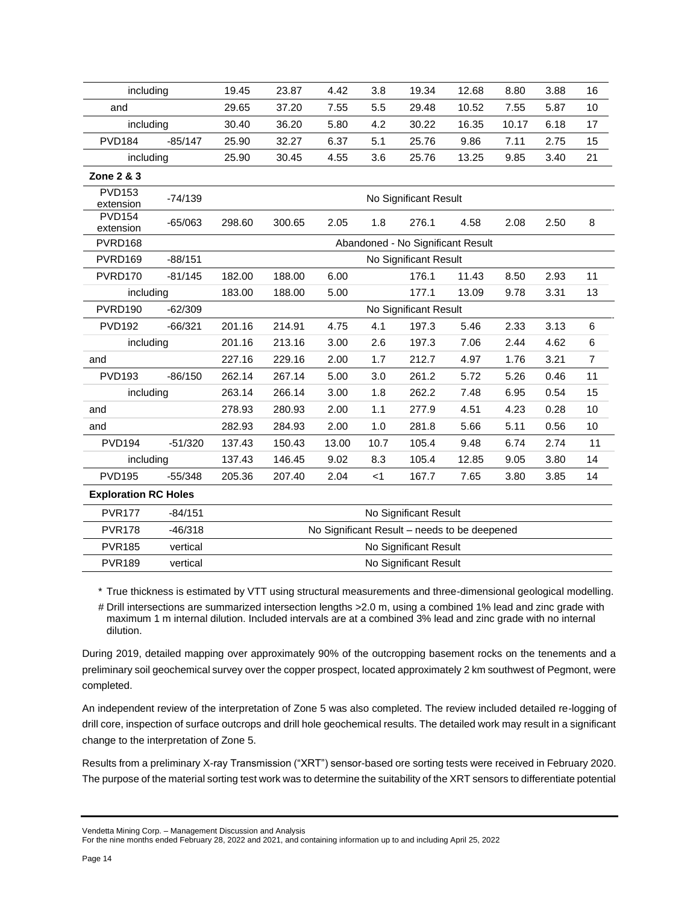| including | | 19.45 | 23.87 | 4.42 | 3.8 | 19.34 | 12.68 | 8.80 | 3.88 | 16 |
|---|---|---|---|---|---|---|---|---|---|---|
| and | | 29.65 | 37.20 | 7.55 | 5.5 | 29.48 | 10.52 | 7.55 | 5.87 | 10 |
| including | | 30.40 | 36.20 | 5.80 | 4.2 | 30.22 | 16.35 | 10.17 | 6.18 | 17 |
| PVD184 | -85/147 | 25.90 | 32.27 | 6.37 | 5.1 | 25.76 | 9.86 | 7.11 | 2.75 | 15 |
| including | | 25.90 | 30.45 | 4.55 | 3.6 | 25.76 | 13.25 | 9.85 | 3.40 | 21 |
| **Zone 2 & 3** | | | | | | | | | | |
| PVD153 extension | -74/139 | No Significant Result | | | | | | | | |
| PVD154 extension | -65/063 | 298.60 | 300.65 | 2.05 | 1.8 | 276.1 | 4.58 | 2.08 | 2.50 | 8 |
| PVRD168 | | Abandoned - No Significant Result | | | | | | | | |
| PVRD169 | -88/151 | No Significant Result | | | | | | | | |
| PVRD170 | -81/145 | 182.00 | 188.00 | 6.00 | | 176.1 | 11.43 | 8.50 | 2.93 | 11 |
| including | | 183.00 | 188.00 | 5.00 | | 177.1 | 13.09 | 9.78 | 3.31 | 13 |
| PVRD190 | -62/309 | No Significant Result | | | | | | | | |
| PVD192 | -66/321 | 201.16 | 214.91 | 4.75 | 4.1 | 197.3 | 5.46 | 2.33 | 3.13 | 6 |
| including | | 201.16 | 213.16 | 3.00 | 2.6 | 197.3 | 7.06 | 2.44 | 4.62 | 6 |
| and | | 227.16 | 229.16 | 2.00 | 1.7 | 212.7 | 4.97 | 1.76 | 3.21 | 7 |
| PVD193 | -86/150 | 262.14 | 267.14 | 5.00 | 3.0 | 261.2 | 5.72 | 5.26 | 0.46 | 11 |
| including | | 263.14 | 266.14 | 3.00 | 1.8 | 262.2 | 7.48 | 6.95 | 0.54 | 15 |
| and | | 278.93 | 280.93 | 2.00 | 1.1 | 277.9 | 4.51 | 4.23 | 0.28 | 10 |
| and | | 282.93 | 284.93 | 2.00 | 1.0 | 281.8 | 5.66 | 5.11 | 0.56 | 10 |
| PVD194 | -51/320 | 137.43 | 150.43 | 13.00 | 10.7 | 105.4 | 9.48 | 6.74 | 2.74 | 11 |
| including | | 137.43 | 146.45 | 9.02 | 8.3 | 105.4 | 12.85 | 9.05 | 3.80 | 14 |
| PVD195 | -55/348 | 205.36 | 207.40 | 2.04 | <1 | 167.7 | 7.65 | 3.80 | 3.85 | 14 |
| **Exploration RC Holes** | | | | | | | | | | |
| PVR177 | -84/151 | No Significant Result | | | | | | | | |
| PVR178 | -46/318 | No Significant Result – needs to be deepened | | | | | | | | |
| PVR185 | vertical | No Significant Result | | | | | | | | |
| PVR189 | vertical | No Significant Result | | | | | | | | |

\* True thickness is estimated by VTT using structural measurements and three-dimensional geological modelling.

\# Drill intersections are summarized intersection lengths >2.0 m, using a combined 1% lead and zinc grade with maximum 1 m internal dilution. Included intervals are at a combined 3% lead and zinc grade with no internal dilution.

During 2019, detailed mapping over approximately 90% of the outcropping basement rocks on the tenements and a preliminary soil geochemical survey over the copper prospect, located approximately 2 km southwest of Pegmont, were completed.

An independent review of the interpretation of Zone 5 was also completed. The review included detailed re-logging of drill core, inspection of surface outcrops and drill hole geochemical results. The detailed work may result in a significant change to the interpretation of Zone 5.

Results from a preliminary X-ray Transmission ("XRT") sensor-based ore sorting tests were received in February 2020. The purpose of the material sorting test work was to determine the suitability of the XRT sensors to differentiate potential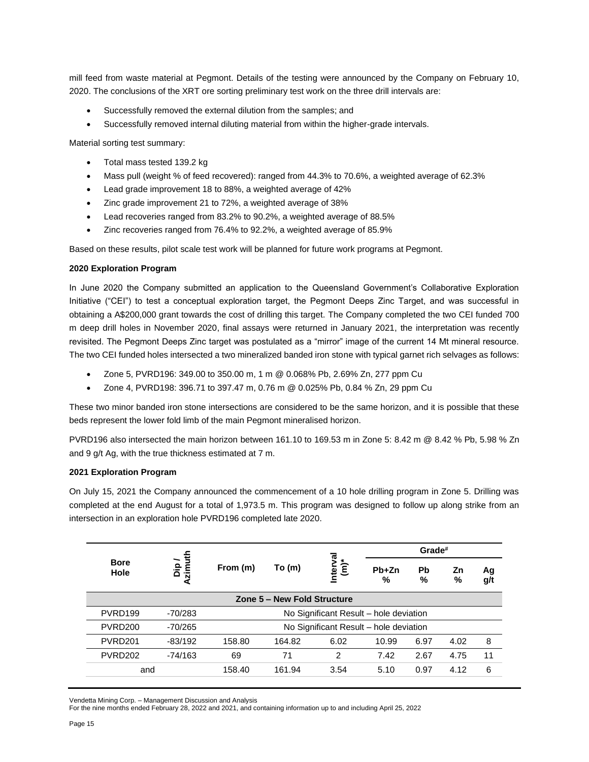mill feed from waste material at Pegmont. Details of the testing were announced by the Company on February 10, 2020. The conclusions of the XRT ore sorting preliminary test work on the three drill intervals are:

- Successfully removed the external dilution from the samples; and
- Successfully removed internal diluting material from within the higher-grade intervals.

Material sorting test summary:

- Total mass tested 139.2 kg
- Mass pull (weight % of feed recovered): ranged from 44.3% to 70.6%, a weighted average of 62.3%
- Lead grade improvement 18 to 88%, a weighted average of 42%
- Zinc grade improvement 21 to 72%, a weighted average of 38%
- Lead recoveries ranged from 83.2% to 90.2%, a weighted average of 88.5%
- Zinc recoveries ranged from 76.4% to 92.2%, a weighted average of 85.9%

Based on these results, pilot scale test work will be planned for future work programs at Pegmont.

**2020 Exploration Program**

In June 2020 the Company submitted an application to the Queensland Government's Collaborative Exploration Initiative ("CEI") to test a conceptual exploration target, the Pegmont Deeps Zinc Target, and was successful in obtaining a A$200,000 grant towards the cost of drilling this target. The Company completed the two CEI funded 700 m deep drill holes in November 2020, final assays were returned in January 2021, the interpretation was recently revisited. The Pegmont Deeps Zinc target was postulated as a "mirror" image of the current 14 Mt mineral resource. The two CEI funded holes intersected a two mineralized banded iron stone with typical garnet rich selvages as follows:

- Zone 5, PVRD196: 349.00 to 350.00 m, 1 m @ 0.068% Pb, 2.69% Zn, 277 ppm Cu
- Zone 4, PVRD198: 396.71 to 397.47 m, 0.76 m @ 0.025% Pb, 0.84 % Zn, 29 ppm Cu

These two minor banded iron stone intersections are considered to be the same horizon, and it is possible that these beds represent the lower fold limb of the main Pegmont mineralised horizon.

PVRD196 also intersected the main horizon between 161.10 to 169.53 m in Zone 5: 8.42 m @ 8.42 % Pb, 5.98 % Zn and 9 g/t Ag, with the true thickness estimated at 7 m.

**2021 Exploration Program**

On July 15, 2021 the Company announced the commencement of a 10 hole drilling program in Zone 5. Drilling was completed at the end August for a total of 1,973.5 m. This program was designed to follow up along strike from an intersection in an exploration hole PVRD196 completed late 2020.

| Bore Hole | Dip / Azimuth | From (m) | To (m) | Interval (m)* | Grade# | | | |
|---|---|---|---|---|---|---|---|---|
| | | | | | Pb+Zn % | Pb % | Zn % | Ag g/t |
| **Zone 5 – New Fold Structure** | | | | | | | | |
| PVRD199 | -70/283 | No Significant Result – hole deviation | | | | | | |
| PVRD200 | -70/265 | No Significant Result – hole deviation | | | | | | |
| PVRD201 | -83/192 | 158.80 | 164.82 | 6.02 | 10.99 | 6.97 | 4.02 | 8 |
| PVRD202 | -74/163 | 69 | 71 | 2 | 7.42 | 2.67 | 4.75 | 11 |
| and | | 158.40 | 161.94 | 3.54 | 5.10 | 0.97 | 4.12 | 6 |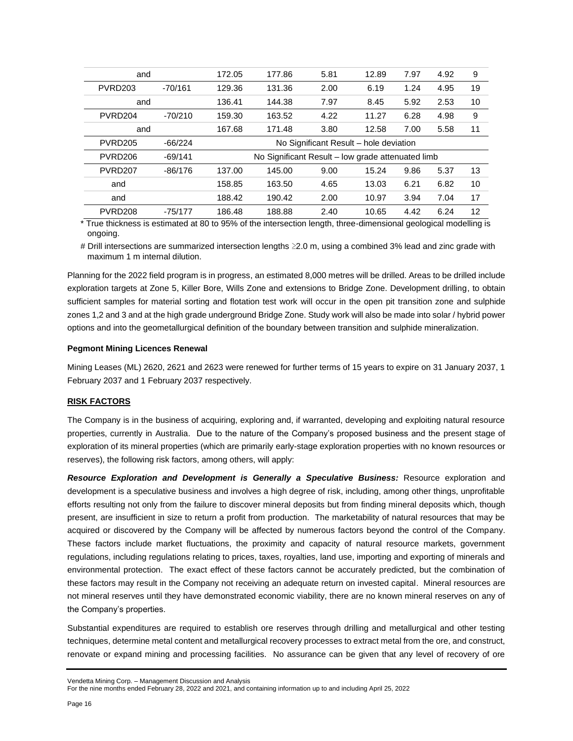| and | | 172.05 | 177.86 | 5.81 | 12.89 | 7.97 | 4.92 | 9 |
|---|---|---|---|---|---|---|---|---|
| PVRD203 | -70/161 | 129.36 | 131.36 | 2.00 | 6.19 | 1.24 | 4.95 | 19 |
| and | | 136.41 | 144.38 | 7.97 | 8.45 | 5.92 | 2.53 | 10 |
| PVRD204 | -70/210 | 159.30 | 163.52 | 4.22 | 11.27 | 6.28 | 4.98 | 9 |
| and | | 167.68 | 171.48 | 3.80 | 12.58 | 7.00 | 5.58 | 11 |
| PVRD205 | -66/224 | No Significant Result – hole deviation | | | | | | |
| PVRD206 | -69/141 | No Significant Result – low grade attenuated limb | | | | | | |
| PVRD207 | -86/176 | 137.00 | 145.00 | 9.00 | 15.24 | 9.86 | 5.37 | 13 |
| and | | 158.85 | 163.50 | 4.65 | 13.03 | 6.21 | 6.82 | 10 |
| and | | 188.42 | 190.42 | 2.00 | 10.97 | 3.94 | 7.04 | 17 |
| PVRD208 | -75/177 | 186.48 | 188.88 | 2.40 | 10.65 | 4.42 | 6.24 | 12 |

* True thickness is estimated at 80 to 95% of the intersection length, three-dimensional geological modelling is ongoing.

# Drill intersections are summarized intersection lengths $\geq$2.0 m, using a combined 3% lead and zinc grade with maximum 1 m internal dilution.

Planning for the 2022 field program is in progress, an estimated 8,000 metres will be drilled. Areas to be drilled include exploration targets at Zone 5, Killer Bore, Wills Zone and extensions to Bridge Zone. Development drilling, to obtain sufficient samples for material sorting and flotation test work will occur in the open pit transition zone and sulphide zones 1,2 and 3 and at the high grade underground Bridge Zone. Study work will also be made into solar / hybrid power options and into the geometallurgical definition of the boundary between transition and sulphide mineralization.

**Pegmont Mining Licences Renewal**

Mining Leases (ML) 2620, 2621 and 2623 were renewed for further terms of 15 years to expire on 31 January 2037, 1 February 2037 and 1 February 2037 respectively.

**RISK FACTORS**

The Company is in the business of acquiring, exploring and, if warranted, developing and exploiting natural resource properties, currently in Australia. Due to the nature of the Company's proposed business and the present stage of exploration of its mineral properties (which are primarily early-stage exploration properties with no known resources or reserves), the following risk factors, among others, will apply:

***Resource Exploration and Development is Generally a Speculative Business:*** Resource exploration and development is a speculative business and involves a high degree of risk, including, among other things, unprofitable efforts resulting not only from the failure to discover mineral deposits but from finding mineral deposits which, though present, are insufficient in size to return a profit from production. The marketability of natural resources that may be acquired or discovered by the Company will be affected by numerous factors beyond the control of the Company. These factors include market fluctuations, the proximity and capacity of natural resource markets, government regulations, including regulations relating to prices, taxes, royalties, land use, importing and exporting of minerals and environmental protection. The exact effect of these factors cannot be accurately predicted, but the combination of these factors may result in the Company not receiving an adequate return on invested capital. Mineral resources are not mineral reserves until they have demonstrated economic viability, there are no known mineral reserves on any of the Company's properties.

Substantial expenditures are required to establish ore reserves through drilling and metallurgical and other testing techniques, determine metal content and metallurgical recovery processes to extract metal from the ore, and construct, renovate or expand mining and processing facilities. No assurance can be given that any level of recovery of ore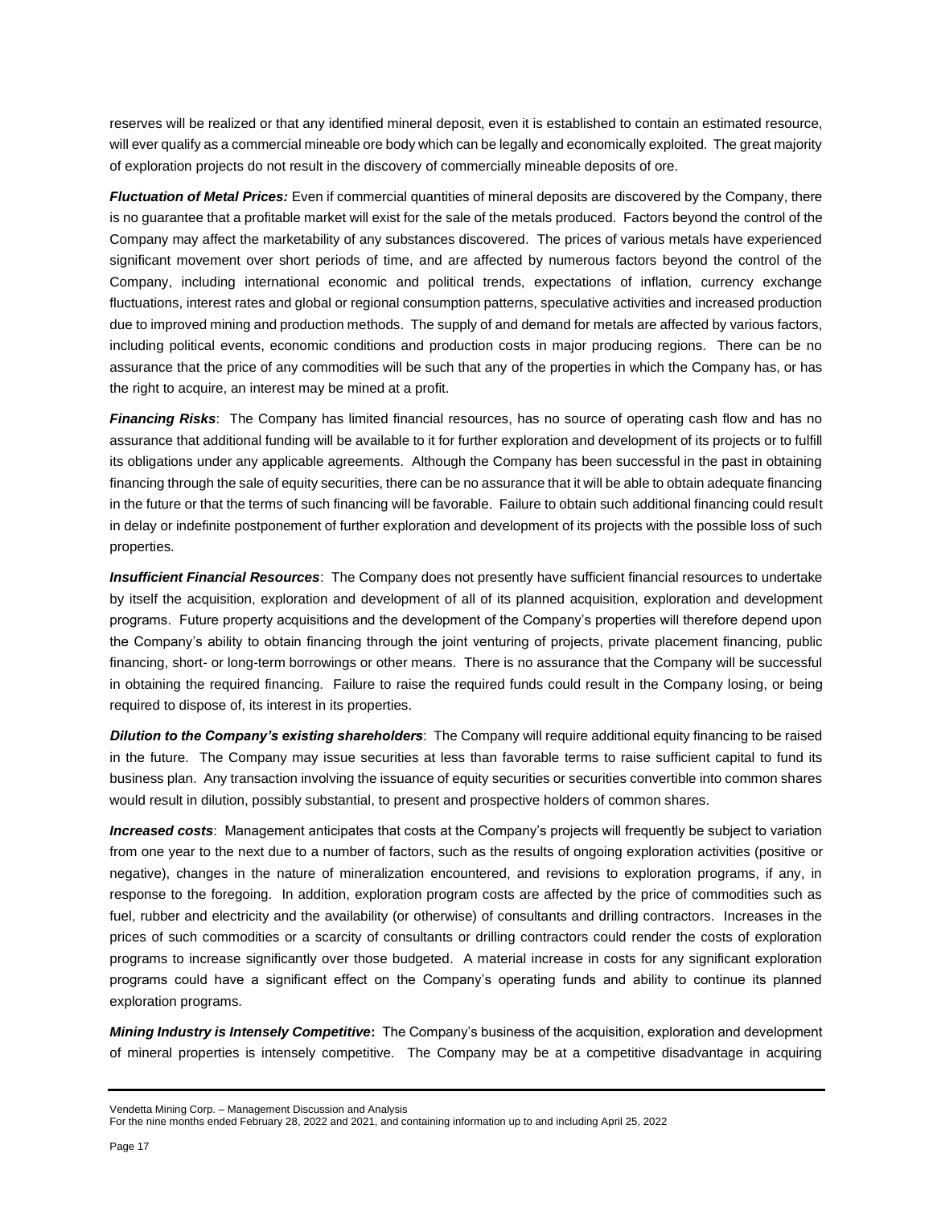reserves will be realized or that any identified mineral deposit, even it is established to contain an estimated resource, will ever qualify as a commercial mineable ore body which can be legally and economically exploited. The great majority of exploration projects do not result in the discovery of commercially mineable deposits of ore.

***Fluctuation of Metal Prices:*** Even if commercial quantities of mineral deposits are discovered by the Company, there is no guarantee that a profitable market will exist for the sale of the metals produced. Factors beyond the control of the Company may affect the marketability of any substances discovered. The prices of various metals have experienced significant movement over short periods of time, and are affected by numerous factors beyond the control of the Company, including international economic and political trends, expectations of inflation, currency exchange fluctuations, interest rates and global or regional consumption patterns, speculative activities and increased production due to improved mining and production methods. The supply of and demand for metals are affected by various factors, including political events, economic conditions and production costs in major producing regions. There can be no assurance that the price of any commodities will be such that any of the properties in which the Company has, or has the right to acquire, an interest may be mined at a profit.

***Financing Risks***: The Company has limited financial resources, has no source of operating cash flow and has no assurance that additional funding will be available to it for further exploration and development of its projects or to fulfill its obligations under any applicable agreements. Although the Company has been successful in the past in obtaining financing through the sale of equity securities, there can be no assurance that it will be able to obtain adequate financing in the future or that the terms of such financing will be favorable. Failure to obtain such additional financing could result in delay or indefinite postponement of further exploration and development of its projects with the possible loss of such properties.

***Insufficient Financial Resources***: The Company does not presently have sufficient financial resources to undertake by itself the acquisition, exploration and development of all of its planned acquisition, exploration and development programs. Future property acquisitions and the development of the Company's properties will therefore depend upon the Company's ability to obtain financing through the joint venturing of projects, private placement financing, public financing, short- or long-term borrowings or other means. There is no assurance that the Company will be successful in obtaining the required financing. Failure to raise the required funds could result in the Company losing, or being required to dispose of, its interest in its properties.

***Dilution to the Company's existing shareholders***: The Company will require additional equity financing to be raised in the future. The Company may issue securities at less than favorable terms to raise sufficient capital to fund its business plan. Any transaction involving the issuance of equity securities or securities convertible into common shares would result in dilution, possibly substantial, to present and prospective holders of common shares.

***Increased costs***: Management anticipates that costs at the Company's projects will frequently be subject to variation from one year to the next due to a number of factors, such as the results of ongoing exploration activities (positive or negative), changes in the nature of mineralization encountered, and revisions to exploration programs, if any, in response to the foregoing. In addition, exploration program costs are affected by the price of commodities such as fuel, rubber and electricity and the availability (or otherwise) of consultants and drilling contractors. Increases in the prices of such commodities or a scarcity of consultants or drilling contractors could render the costs of exploration programs to increase significantly over those budgeted. A material increase in costs for any significant exploration programs could have a significant effect on the Company's operating funds and ability to continue its planned exploration programs.

***Mining Industry is Intensely Competitive*:** The Company's business of the acquisition, exploration and development of mineral properties is intensely competitive. The Company may be at a competitive disadvantage in acquiring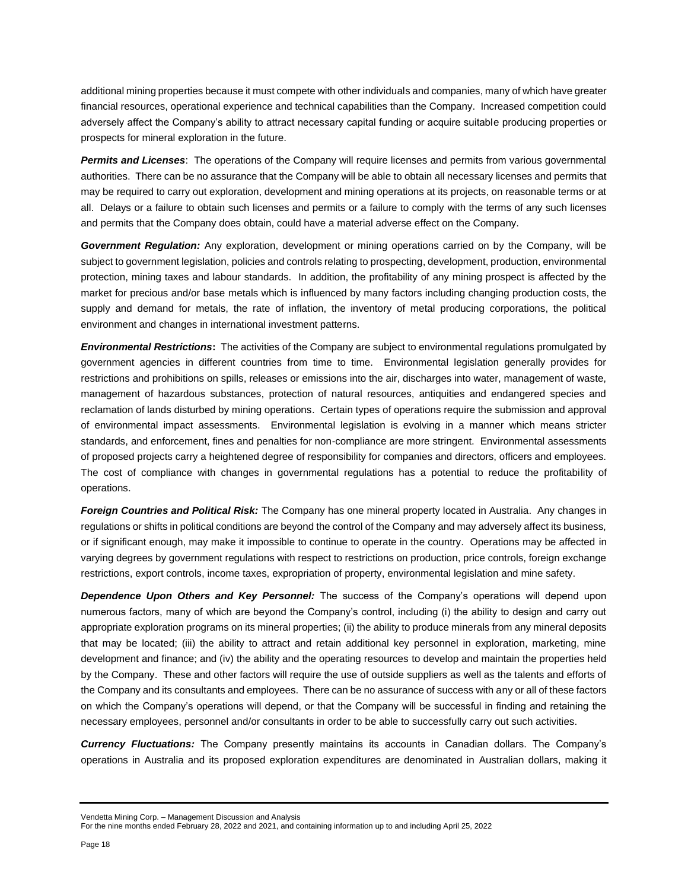additional mining properties because it must compete with other individuals and companies, many of which have greater financial resources, operational experience and technical capabilities than the Company. Increased competition could adversely affect the Company's ability to attract necessary capital funding or acquire suitable producing properties or prospects for mineral exploration in the future.

***Permits and Licenses***: The operations of the Company will require licenses and permits from various governmental authorities. There can be no assurance that the Company will be able to obtain all necessary licenses and permits that may be required to carry out exploration, development and mining operations at its projects, on reasonable terms or at all. Delays or a failure to obtain such licenses and permits or a failure to comply with the terms of any such licenses and permits that the Company does obtain, could have a material adverse effect on the Company.

***Government Regulation:*** Any exploration, development or mining operations carried on by the Company, will be subject to government legislation, policies and controls relating to prospecting, development, production, environmental protection, mining taxes and labour standards. In addition, the profitability of any mining prospect is affected by the market for precious and/or base metals which is influenced by many factors including changing production costs, the supply and demand for metals, the rate of inflation, the inventory of metal producing corporations, the political environment and changes in international investment patterns.

***Environmental Restrictions*****:** The activities of the Company are subject to environmental regulations promulgated by government agencies in different countries from time to time. Environmental legislation generally provides for restrictions and prohibitions on spills, releases or emissions into the air, discharges into water, management of waste, management of hazardous substances, protection of natural resources, antiquities and endangered species and reclamation of lands disturbed by mining operations. Certain types of operations require the submission and approval of environmental impact assessments. Environmental legislation is evolving in a manner which means stricter standards, and enforcement, fines and penalties for non-compliance are more stringent. Environmental assessments of proposed projects carry a heightened degree of responsibility for companies and directors, officers and employees. The cost of compliance with changes in governmental regulations has a potential to reduce the profitability of operations.

***Foreign Countries and Political Risk:*** The Company has one mineral property located in Australia. Any changes in regulations or shifts in political conditions are beyond the control of the Company and may adversely affect its business, or if significant enough, may make it impossible to continue to operate in the country. Operations may be affected in varying degrees by government regulations with respect to restrictions on production, price controls, foreign exchange restrictions, export controls, income taxes, expropriation of property, environmental legislation and mine safety.

***Dependence Upon Others and Key Personnel:*** The success of the Company's operations will depend upon numerous factors, many of which are beyond the Company's control, including (i) the ability to design and carry out appropriate exploration programs on its mineral properties; (ii) the ability to produce minerals from any mineral deposits that may be located; (iii) the ability to attract and retain additional key personnel in exploration, marketing, mine development and finance; and (iv) the ability and the operating resources to develop and maintain the properties held by the Company. These and other factors will require the use of outside suppliers as well as the talents and efforts of the Company and its consultants and employees. There can be no assurance of success with any or all of these factors on which the Company's operations will depend, or that the Company will be successful in finding and retaining the necessary employees, personnel and/or consultants in order to be able to successfully carry out such activities.

***Currency Fluctuations:*** The Company presently maintains its accounts in Canadian dollars. The Company's operations in Australia and its proposed exploration expenditures are denominated in Australian dollars, making it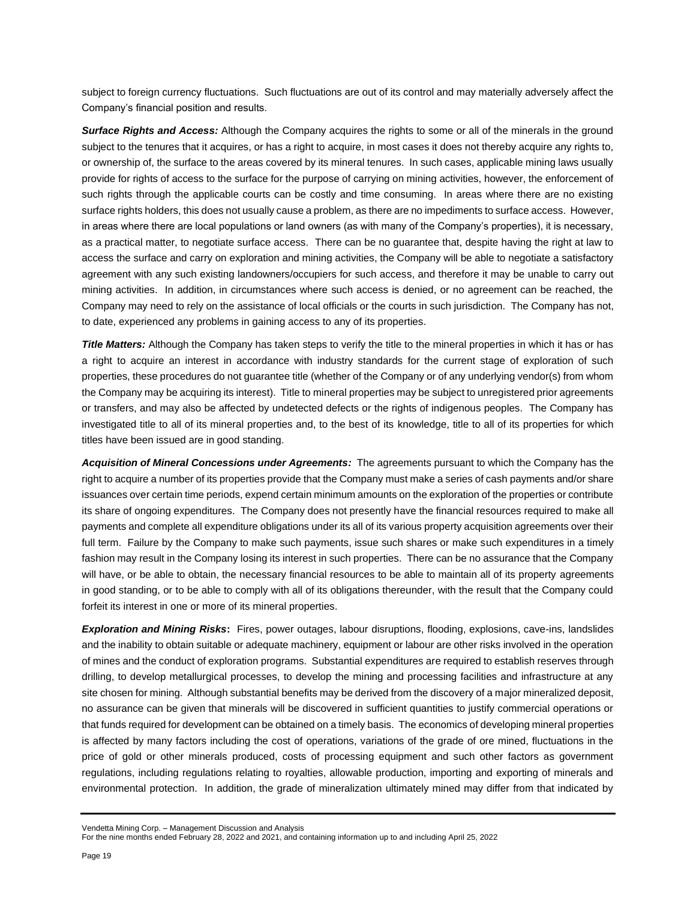subject to foreign currency fluctuations. Such fluctuations are out of its control and may materially adversely affect the Company's financial position and results.

***Surface Rights and Access:*** Although the Company acquires the rights to some or all of the minerals in the ground subject to the tenures that it acquires, or has a right to acquire, in most cases it does not thereby acquire any rights to, or ownership of, the surface to the areas covered by its mineral tenures. In such cases, applicable mining laws usually provide for rights of access to the surface for the purpose of carrying on mining activities, however, the enforcement of such rights through the applicable courts can be costly and time consuming. In areas where there are no existing surface rights holders, this does not usually cause a problem, as there are no impediments to surface access. However, in areas where there are local populations or land owners (as with many of the Company's properties), it is necessary, as a practical matter, to negotiate surface access. There can be no guarantee that, despite having the right at law to access the surface and carry on exploration and mining activities, the Company will be able to negotiate a satisfactory agreement with any such existing landowners/occupiers for such access, and therefore it may be unable to carry out mining activities. In addition, in circumstances where such access is denied, or no agreement can be reached, the Company may need to rely on the assistance of local officials or the courts in such jurisdiction. The Company has not, to date, experienced any problems in gaining access to any of its properties.

***Title Matters:*** Although the Company has taken steps to verify the title to the mineral properties in which it has or has a right to acquire an interest in accordance with industry standards for the current stage of exploration of such properties, these procedures do not guarantee title (whether of the Company or of any underlying vendor(s) from whom the Company may be acquiring its interest). Title to mineral properties may be subject to unregistered prior agreements or transfers, and may also be affected by undetected defects or the rights of indigenous peoples. The Company has investigated title to all of its mineral properties and, to the best of its knowledge, title to all of its properties for which titles have been issued are in good standing.

***Acquisition of Mineral Concessions under Agreements:*** The agreements pursuant to which the Company has the right to acquire a number of its properties provide that the Company must make a series of cash payments and/or share issuances over certain time periods, expend certain minimum amounts on the exploration of the properties or contribute its share of ongoing expenditures. The Company does not presently have the financial resources required to make all payments and complete all expenditure obligations under its all of its various property acquisition agreements over their full term. Failure by the Company to make such payments, issue such shares or make such expenditures in a timely fashion may result in the Company losing its interest in such properties. There can be no assurance that the Company will have, or be able to obtain, the necessary financial resources to be able to maintain all of its property agreements in good standing, or to be able to comply with all of its obligations thereunder, with the result that the Company could forfeit its interest in one or more of its mineral properties.

***Exploration and Mining Risks*****:** Fires, power outages, labour disruptions, flooding, explosions, cave-ins, landslides and the inability to obtain suitable or adequate machinery, equipment or labour are other risks involved in the operation of mines and the conduct of exploration programs. Substantial expenditures are required to establish reserves through drilling, to develop metallurgical processes, to develop the mining and processing facilities and infrastructure at any site chosen for mining. Although substantial benefits may be derived from the discovery of a major mineralized deposit, no assurance can be given that minerals will be discovered in sufficient quantities to justify commercial operations or that funds required for development can be obtained on a timely basis. The economics of developing mineral properties is affected by many factors including the cost of operations, variations of the grade of ore mined, fluctuations in the price of gold or other minerals produced, costs of processing equipment and such other factors as government regulations, including regulations relating to royalties, allowable production, importing and exporting of minerals and environmental protection. In addition, the grade of mineralization ultimately mined may differ from that indicated by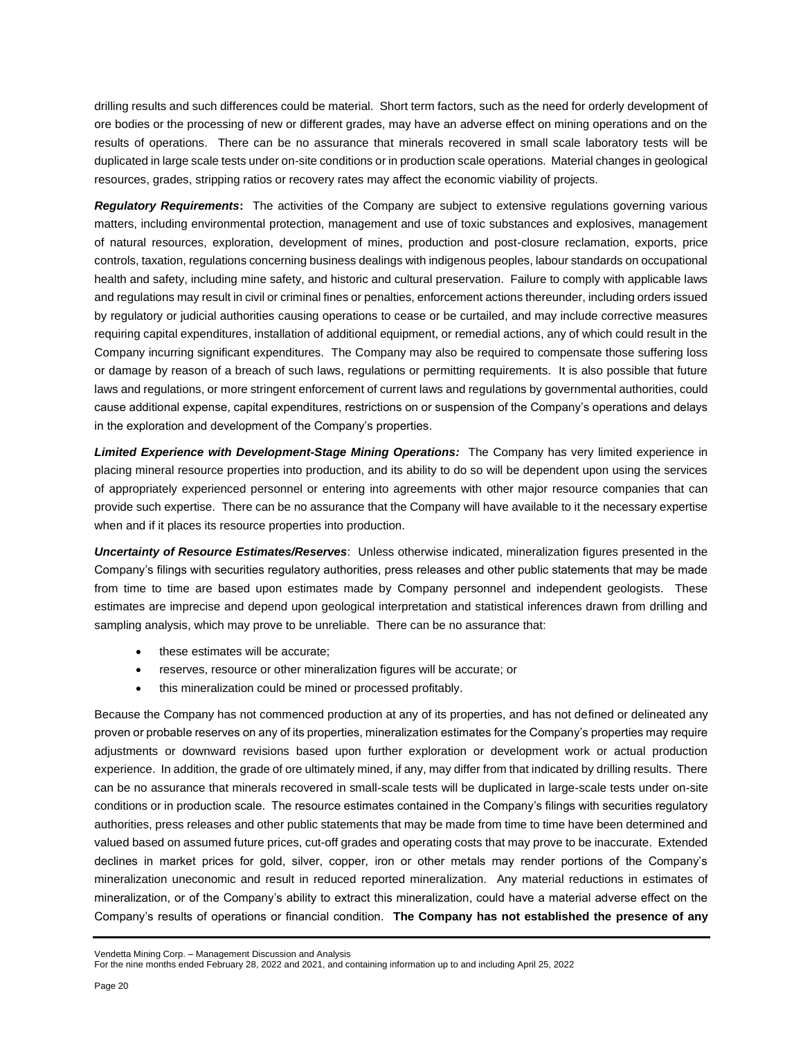drilling results and such differences could be material. Short term factors, such as the need for orderly development of ore bodies or the processing of new or different grades, may have an adverse effect on mining operations and on the results of operations. There can be no assurance that minerals recovered in small scale laboratory tests will be duplicated in large scale tests under on-site conditions or in production scale operations. Material changes in geological resources, grades, stripping ratios or recovery rates may affect the economic viability of projects.

***Regulatory Requirements*:** The activities of the Company are subject to extensive regulations governing various matters, including environmental protection, management and use of toxic substances and explosives, management of natural resources, exploration, development of mines, production and post-closure reclamation, exports, price controls, taxation, regulations concerning business dealings with indigenous peoples, labour standards on occupational health and safety, including mine safety, and historic and cultural preservation. Failure to comply with applicable laws and regulations may result in civil or criminal fines or penalties, enforcement actions thereunder, including orders issued by regulatory or judicial authorities causing operations to cease or be curtailed, and may include corrective measures requiring capital expenditures, installation of additional equipment, or remedial actions, any of which could result in the Company incurring significant expenditures. The Company may also be required to compensate those suffering loss or damage by reason of a breach of such laws, regulations or permitting requirements. It is also possible that future laws and regulations, or more stringent enforcement of current laws and regulations by governmental authorities, could cause additional expense, capital expenditures, restrictions on or suspension of the Company's operations and delays in the exploration and development of the Company's properties.

***Limited Experience with Development-Stage Mining Operations:*** The Company has very limited experience in placing mineral resource properties into production, and its ability to do so will be dependent upon using the services of appropriately experienced personnel or entering into agreements with other major resource companies that can provide such expertise. There can be no assurance that the Company will have available to it the necessary expertise when and if it places its resource properties into production.

***Uncertainty of Resource Estimates/Reserves***: Unless otherwise indicated, mineralization figures presented in the Company's filings with securities regulatory authorities, press releases and other public statements that may be made from time to time are based upon estimates made by Company personnel and independent geologists. These estimates are imprecise and depend upon geological interpretation and statistical inferences drawn from drilling and sampling analysis, which may prove to be unreliable. There can be no assurance that:

- these estimates will be accurate;
- reserves, resource or other mineralization figures will be accurate; or
- this mineralization could be mined or processed profitably.

Because the Company has not commenced production at any of its properties, and has not defined or delineated any proven or probable reserves on any of its properties, mineralization estimates for the Company's properties may require adjustments or downward revisions based upon further exploration or development work or actual production experience. In addition, the grade of ore ultimately mined, if any, may differ from that indicated by drilling results. There can be no assurance that minerals recovered in small-scale tests will be duplicated in large-scale tests under on-site conditions or in production scale. The resource estimates contained in the Company's filings with securities regulatory authorities, press releases and other public statements that may be made from time to time have been determined and valued based on assumed future prices, cut-off grades and operating costs that may prove to be inaccurate. Extended declines in market prices for gold, silver, copper, iron or other metals may render portions of the Company's mineralization uneconomic and result in reduced reported mineralization. Any material reductions in estimates of mineralization, or of the Company's ability to extract this mineralization, could have a material adverse effect on the Company's results of operations or financial condition. **The Company has not established the presence of any**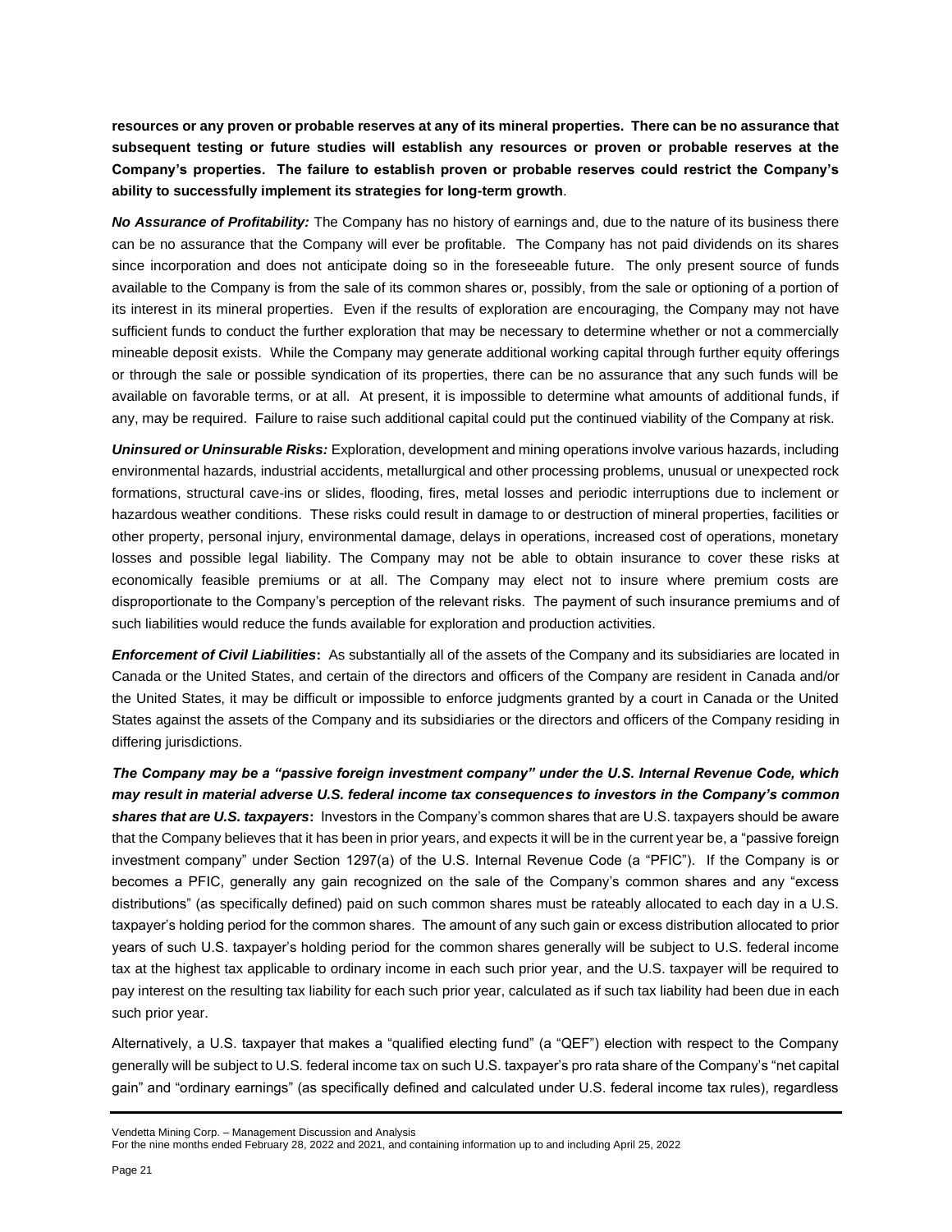**resources or any proven or probable reserves at any of its mineral properties. There can be no assurance that subsequent testing or future studies will establish any resources or proven or probable reserves at the Company's properties. The failure to establish proven or probable reserves could restrict the Company's ability to successfully implement its strategies for long-term growth**.

***No Assurance of Profitability:*** The Company has no history of earnings and, due to the nature of its business there can be no assurance that the Company will ever be profitable. The Company has not paid dividends on its shares since incorporation and does not anticipate doing so in the foreseeable future. The only present source of funds available to the Company is from the sale of its common shares or, possibly, from the sale or optioning of a portion of its interest in its mineral properties. Even if the results of exploration are encouraging, the Company may not have sufficient funds to conduct the further exploration that may be necessary to determine whether or not a commercially mineable deposit exists. While the Company may generate additional working capital through further equity offerings or through the sale or possible syndication of its properties, there can be no assurance that any such funds will be available on favorable terms, or at all. At present, it is impossible to determine what amounts of additional funds, if any, may be required. Failure to raise such additional capital could put the continued viability of the Company at risk.

***Uninsured or Uninsurable Risks:*** Exploration, development and mining operations involve various hazards, including environmental hazards, industrial accidents, metallurgical and other processing problems, unusual or unexpected rock formations, structural cave-ins or slides, flooding, fires, metal losses and periodic interruptions due to inclement or hazardous weather conditions. These risks could result in damage to or destruction of mineral properties, facilities or other property, personal injury, environmental damage, delays in operations, increased cost of operations, monetary losses and possible legal liability. The Company may not be able to obtain insurance to cover these risks at economically feasible premiums or at all. The Company may elect not to insure where premium costs are disproportionate to the Company's perception of the relevant risks. The payment of such insurance premiums and of such liabilities would reduce the funds available for exploration and production activities.

***Enforcement of Civil Liabilities*:** As substantially all of the assets of the Company and its subsidiaries are located in Canada or the United States, and certain of the directors and officers of the Company are resident in Canada and/or the United States, it may be difficult or impossible to enforce judgments granted by a court in Canada or the United States against the assets of the Company and its subsidiaries or the directors and officers of the Company residing in differing jurisdictions.

***The Company may be a "passive foreign investment company" under the U.S. Internal Revenue Code, which may result in material adverse U.S. federal income tax consequences to investors in the Company's common shares that are U.S. taxpayers*:** Investors in the Company's common shares that are U.S. taxpayers should be aware that the Company believes that it has been in prior years, and expects it will be in the current year be, a "passive foreign investment company" under Section 1297(a) of the U.S. Internal Revenue Code (a "PFIC"). If the Company is or becomes a PFIC, generally any gain recognized on the sale of the Company's common shares and any "excess distributions" (as specifically defined) paid on such common shares must be rateably allocated to each day in a U.S. taxpayer's holding period for the common shares. The amount of any such gain or excess distribution allocated to prior years of such U.S. taxpayer's holding period for the common shares generally will be subject to U.S. federal income tax at the highest tax applicable to ordinary income in each such prior year, and the U.S. taxpayer will be required to pay interest on the resulting tax liability for each such prior year, calculated as if such tax liability had been due in each such prior year.

Alternatively, a U.S. taxpayer that makes a "qualified electing fund" (a "QEF") election with respect to the Company generally will be subject to U.S. federal income tax on such U.S. taxpayer's pro rata share of the Company's "net capital gain" and "ordinary earnings" (as specifically defined and calculated under U.S. federal income tax rules), regardless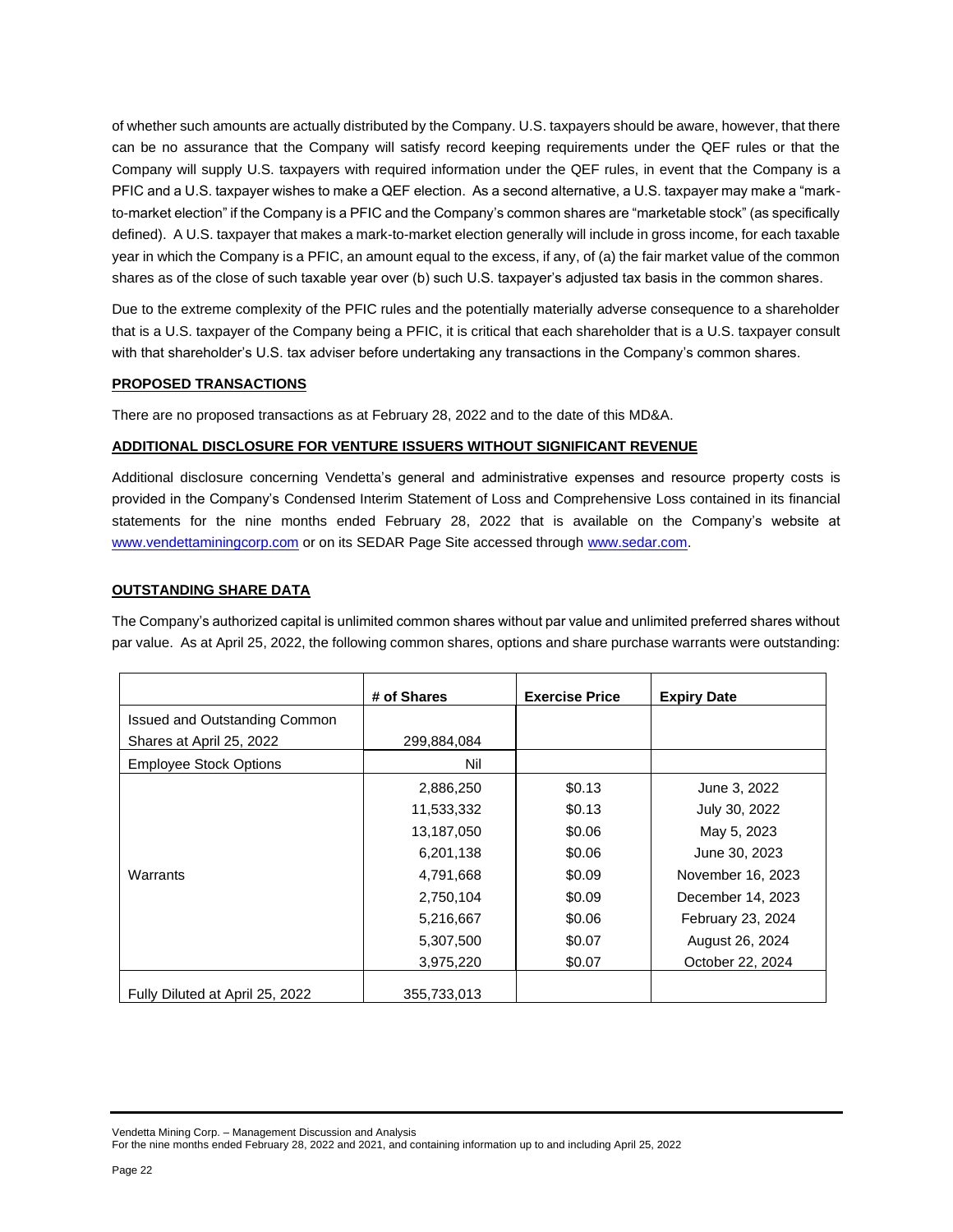of whether such amounts are actually distributed by the Company. U.S. taxpayers should be aware, however, that there can be no assurance that the Company will satisfy record keeping requirements under the QEF rules or that the Company will supply U.S. taxpayers with required information under the QEF rules, in event that the Company is a PFIC and a U.S. taxpayer wishes to make a QEF election. As a second alternative, a U.S. taxpayer may make a "mark-to-market election" if the Company is a PFIC and the Company's common shares are "marketable stock" (as specifically defined). A U.S. taxpayer that makes a mark-to-market election generally will include in gross income, for each taxable year in which the Company is a PFIC, an amount equal to the excess, if any, of (a) the fair market value of the common shares as of the close of such taxable year over (b) such U.S. taxpayer's adjusted tax basis in the common shares.

Due to the extreme complexity of the PFIC rules and the potentially materially adverse consequence to a shareholder that is a U.S. taxpayer of the Company being a PFIC, it is critical that each shareholder that is a U.S. taxpayer consult with that shareholder's U.S. tax adviser before undertaking any transactions in the Company's common shares.

## PROPOSED TRANSACTIONS

There are no proposed transactions as at February 28, 2022 and to the date of this MD&A.

## ADDITIONAL DISCLOSURE FOR VENTURE ISSUERS WITHOUT SIGNIFICANT REVENUE

Additional disclosure concerning Vendetta's general and administrative expenses and resource property costs is provided in the Company's Condensed Interim Statement of Loss and Comprehensive Loss contained in its financial statements for the nine months ended February 28, 2022 that is available on the Company's website at www.vendettaminingcorp.com or on its SEDAR Page Site accessed through www.sedar.com.

## OUTSTANDING SHARE DATA

The Company's authorized capital is unlimited common shares without par value and unlimited preferred shares without par value. As at April 25, 2022, the following common shares, options and share purchase warrants were outstanding:

| | # of Shares | Exercise Price | Expiry Date |
|---|---|---|---|
| Issued and Outstanding Common Shares at April 25, 2022 | 299,884,084 | | |
| Employee Stock Options | Nil | | |
| Warrants | 2,886,250 | $0.13 | June 3, 2022 |
| | 11,533,332 | $0.13 | July 30, 2022 |
| | 13,187,050 | $0.06 | May 5, 2023 |
| | 6,201,138 | $0.06 | June 30, 2023 |
| | 4,791,668 | $0.09 | November 16, 2023 |
| | 2,750,104 | $0.09 | December 14, 2023 |
| | 5,216,667 | $0.06 | February 23, 2024 |
| | 5,307,500 | $0.07 | August 26, 2024 |
| | 3,975,220 | $0.07 | October 22, 2024 |
| Fully Diluted at April 25, 2022 | 355,733,013 | | |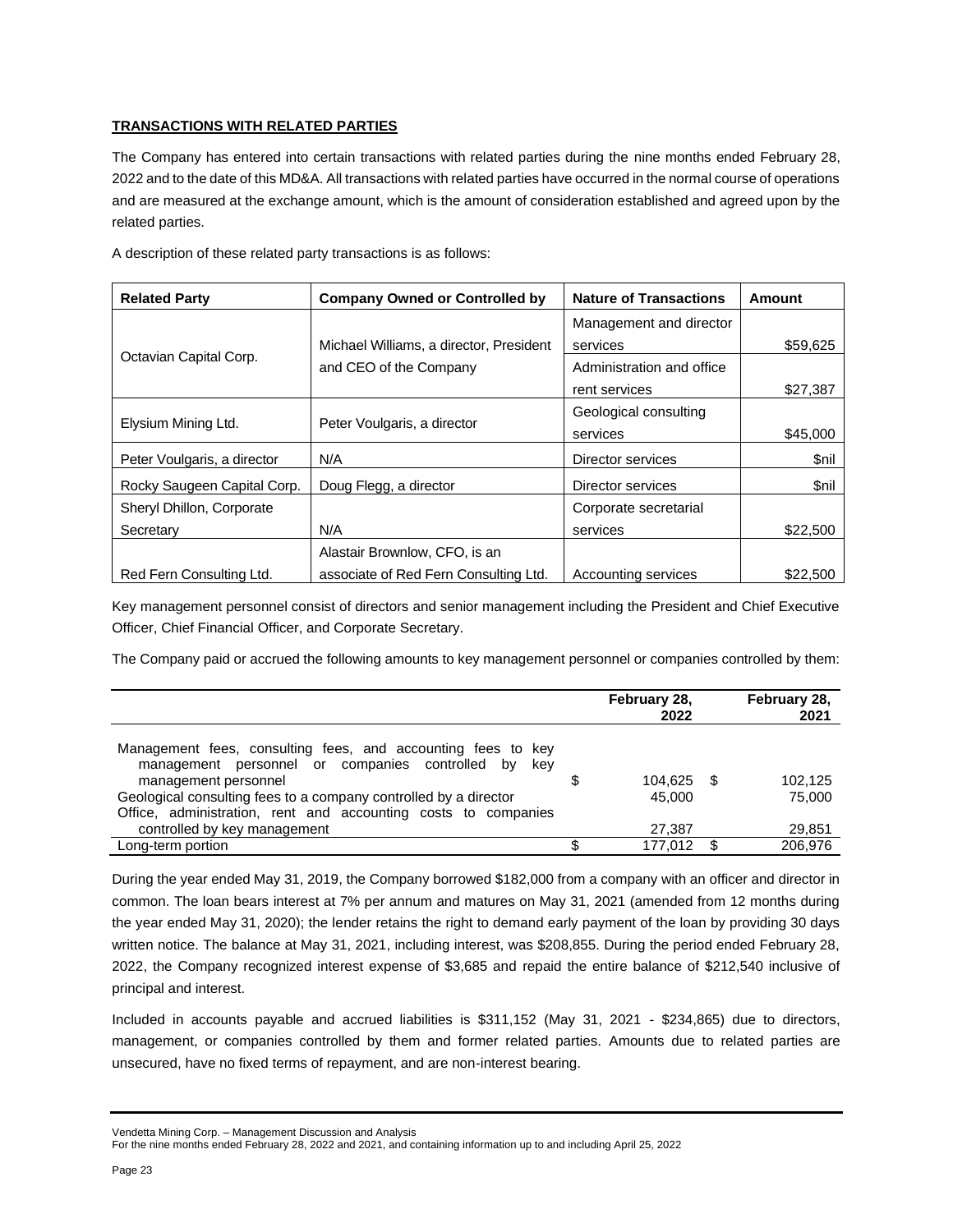## TRANSACTIONS WITH RELATED PARTIES

The Company has entered into certain transactions with related parties during the nine months ended February 28, 2022 and to the date of this MD&A. All transactions with related parties have occurred in the normal course of operations and are measured at the exchange amount, which is the amount of consideration established and agreed upon by the related parties.

A description of these related party transactions is as follows:

| Related Party | Company Owned or Controlled by | Nature of Transactions | Amount |
|---|---|---|---|
| Octavian Capital Corp. | Michael Williams, a director, President and CEO of the Company | Management and director services | $59,625 |
| | | Administration and office rent services | $27,387 |
| Elysium Mining Ltd. | Peter Voulgaris, a director | Geological consulting services | $45,000 |
| Peter Voulgaris, a director | N/A | Director services | $nil |
| Rocky Saugeen Capital Corp. | Doug Flegg, a director | Director services | $nil |
| Sheryl Dhillon, Corporate Secretary | N/A | Corporate secretarial services | $22,500 |
| Red Fern Consulting Ltd. | Alastair Brownlow, CFO, is an associate of Red Fern Consulting Ltd. | Accounting services | $22,500 |

Key management personnel consist of directors and senior management including the President and Chief Executive Officer, Chief Financial Officer, and Corporate Secretary.

The Company paid or accrued the following amounts to key management personnel or companies controlled by them:

| | February 28, 2022 | February 28, 2021 |
|---|---|---|
| Management fees, consulting fees, and accounting fees to key management personnel or companies controlled by key management personnel | $ 104,625 | $ 102,125 |
| Geological consulting fees to a company controlled by a director | 45,000 | 75,000 |
| Office, administration, rent and accounting costs to companies controlled by key management | 27,387 | 29,851 |
| Long-term portion | $ 177,012 | $ 206,976 |

During the year ended May 31, 2019, the Company borrowed $182,000 from a company with an officer and director in common. The loan bears interest at 7% per annum and matures on May 31, 2021 (amended from 12 months during the year ended May 31, 2020); the lender retains the right to demand early payment of the loan by providing 30 days written notice. The balance at May 31, 2021, including interest, was $208,855. During the period ended February 28, 2022, the Company recognized interest expense of $3,685 and repaid the entire balance of $212,540 inclusive of principal and interest.

Included in accounts payable and accrued liabilities is $311,152 (May 31, 2021 - $234,865) due to directors, management, or companies controlled by them and former related parties. Amounts due to related parties are unsecured, have no fixed terms of repayment, and are non-interest bearing.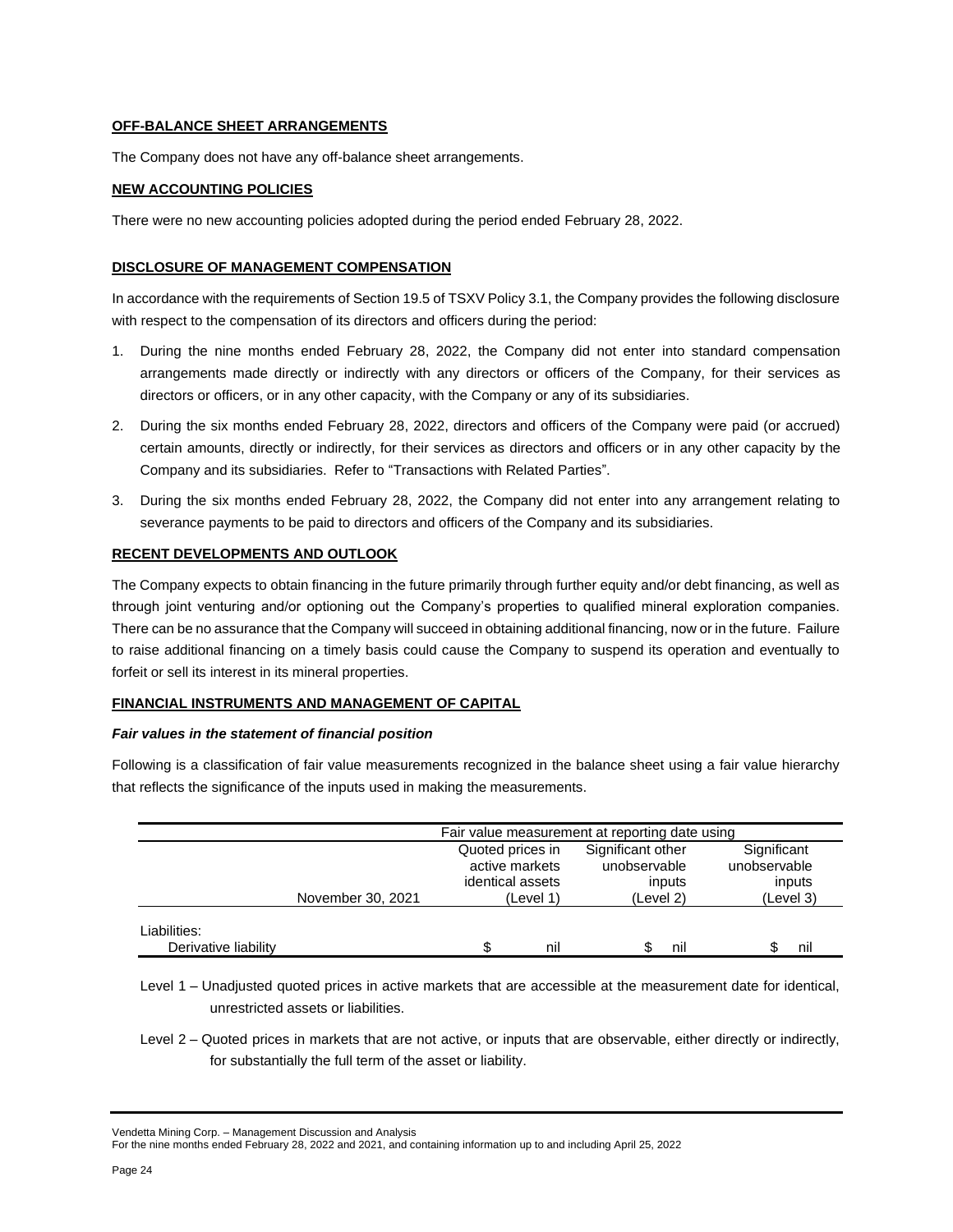**OFF-BALANCE SHEET ARRANGEMENTS**

The Company does not have any off-balance sheet arrangements.

**NEW ACCOUNTING POLICIES**

There were no new accounting policies adopted during the period ended February 28, 2022.

**DISCLOSURE OF MANAGEMENT COMPENSATION**

In accordance with the requirements of Section 19.5 of TSXV Policy 3.1, the Company provides the following disclosure with respect to the compensation of its directors and officers during the period:

1. During the nine months ended February 28, 2022, the Company did not enter into standard compensation arrangements made directly or indirectly with any directors or officers of the Company, for their services as directors or officers, or in any other capacity, with the Company or any of its subsidiaries.
2. During the six months ended February 28, 2022, directors and officers of the Company were paid (or accrued) certain amounts, directly or indirectly, for their services as directors and officers or in any other capacity by the Company and its subsidiaries. Refer to "Transactions with Related Parties".
3. During the six months ended February 28, 2022, the Company did not enter into any arrangement relating to severance payments to be paid to directors and officers of the Company and its subsidiaries.

**RECENT DEVELOPMENTS AND OUTLOOK**

The Company expects to obtain financing in the future primarily through further equity and/or debt financing, as well as through joint venturing and/or optioning out the Company's properties to qualified mineral exploration companies. There can be no assurance that the Company will succeed in obtaining additional financing, now or in the future. Failure to raise additional financing on a timely basis could cause the Company to suspend its operation and eventually to forfeit or sell its interest in its mineral properties.

**FINANCIAL INSTRUMENTS AND MANAGEMENT OF CAPITAL**

***Fair values in the statement of financial position***

Following is a classification of fair value measurements recognized in the balance sheet using a fair value hierarchy that reflects the significance of the inputs used in making the measurements.

| | Fair value measurement at reporting date using | | |
|---|---|---|---|
| November 30, 2021 | Quoted prices in active markets identical assets (Level 1) | Significant other unobservable inputs (Level 2) | Significant unobservable inputs (Level 3) |
| Liabilities: | | | |
| Derivative liability | $ nil | $ nil | $ nil |

Level 1 – Unadjusted quoted prices in active markets that are accessible at the measurement date for identical, unrestricted assets or liabilities.

Level 2 – Quoted prices in markets that are not active, or inputs that are observable, either directly or indirectly, for substantially the full term of the asset or liability.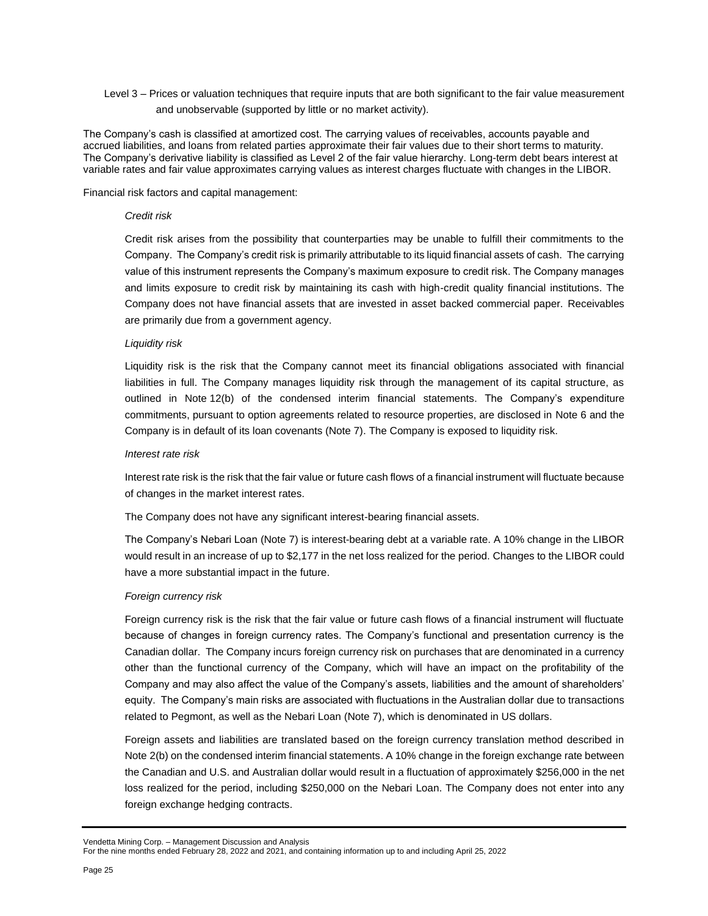Level 3 – Prices or valuation techniques that require inputs that are both significant to the fair value measurement and unobservable (supported by little or no market activity).

The Company's cash is classified at amortized cost. The carrying values of receivables, accounts payable and accrued liabilities, and loans from related parties approximate their fair values due to their short terms to maturity. The Company's derivative liability is classified as Level 2 of the fair value hierarchy. Long-term debt bears interest at variable rates and fair value approximates carrying values as interest charges fluctuate with changes in the LIBOR.

Financial risk factors and capital management:

*Credit risk*

Credit risk arises from the possibility that counterparties may be unable to fulfill their commitments to the Company. The Company's credit risk is primarily attributable to its liquid financial assets of cash. The carrying value of this instrument represents the Company's maximum exposure to credit risk. The Company manages and limits exposure to credit risk by maintaining its cash with high-credit quality financial institutions. The Company does not have financial assets that are invested in asset backed commercial paper. Receivables are primarily due from a government agency.

*Liquidity risk*

Liquidity risk is the risk that the Company cannot meet its financial obligations associated with financial liabilities in full. The Company manages liquidity risk through the management of its capital structure, as outlined in Note 12(b) of the condensed interim financial statements. The Company's expenditure commitments, pursuant to option agreements related to resource properties, are disclosed in Note 6 and the Company is in default of its loan covenants (Note 7). The Company is exposed to liquidity risk.

*Interest rate risk*

Interest rate risk is the risk that the fair value or future cash flows of a financial instrument will fluctuate because of changes in the market interest rates.

The Company does not have any significant interest-bearing financial assets.

The Company's Nebari Loan (Note 7) is interest-bearing debt at a variable rate. A 10% change in the LIBOR would result in an increase of up to $2,177 in the net loss realized for the period. Changes to the LIBOR could have a more substantial impact in the future.

*Foreign currency risk*

Foreign currency risk is the risk that the fair value or future cash flows of a financial instrument will fluctuate because of changes in foreign currency rates. The Company's functional and presentation currency is the Canadian dollar. The Company incurs foreign currency risk on purchases that are denominated in a currency other than the functional currency of the Company, which will have an impact on the profitability of the Company and may also affect the value of the Company's assets, liabilities and the amount of shareholders' equity. The Company's main risks are associated with fluctuations in the Australian dollar due to transactions related to Pegmont, as well as the Nebari Loan (Note 7), which is denominated in US dollars.

Foreign assets and liabilities are translated based on the foreign currency translation method described in Note 2(b) on the condensed interim financial statements. A 10% change in the foreign exchange rate between the Canadian and U.S. and Australian dollar would result in a fluctuation of approximately $256,000 in the net loss realized for the period, including $250,000 on the Nebari Loan. The Company does not enter into any foreign exchange hedging contracts.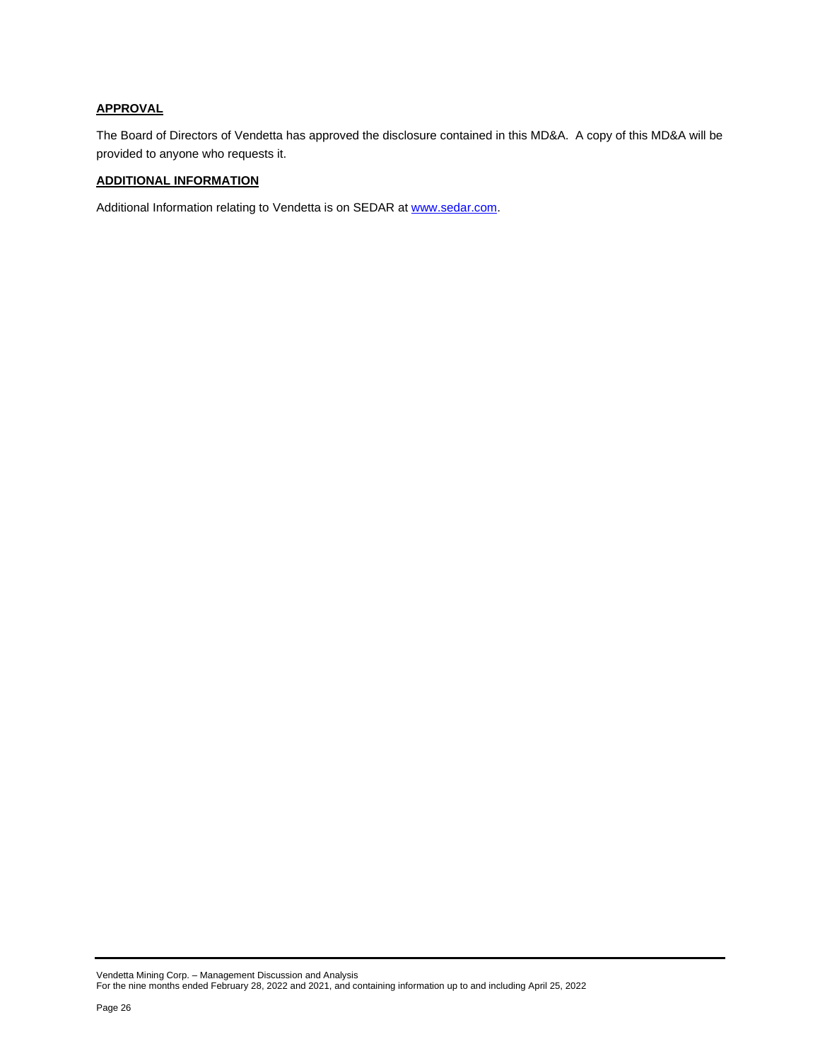## APPROVAL

The Board of Directors of Vendetta has approved the disclosure contained in this MD&A. A copy of this MD&A will be provided to anyone who requests it.

## ADDITIONAL INFORMATION

Additional Information relating to Vendetta is on SEDAR at [www.sedar.com](http://www.sedar.com).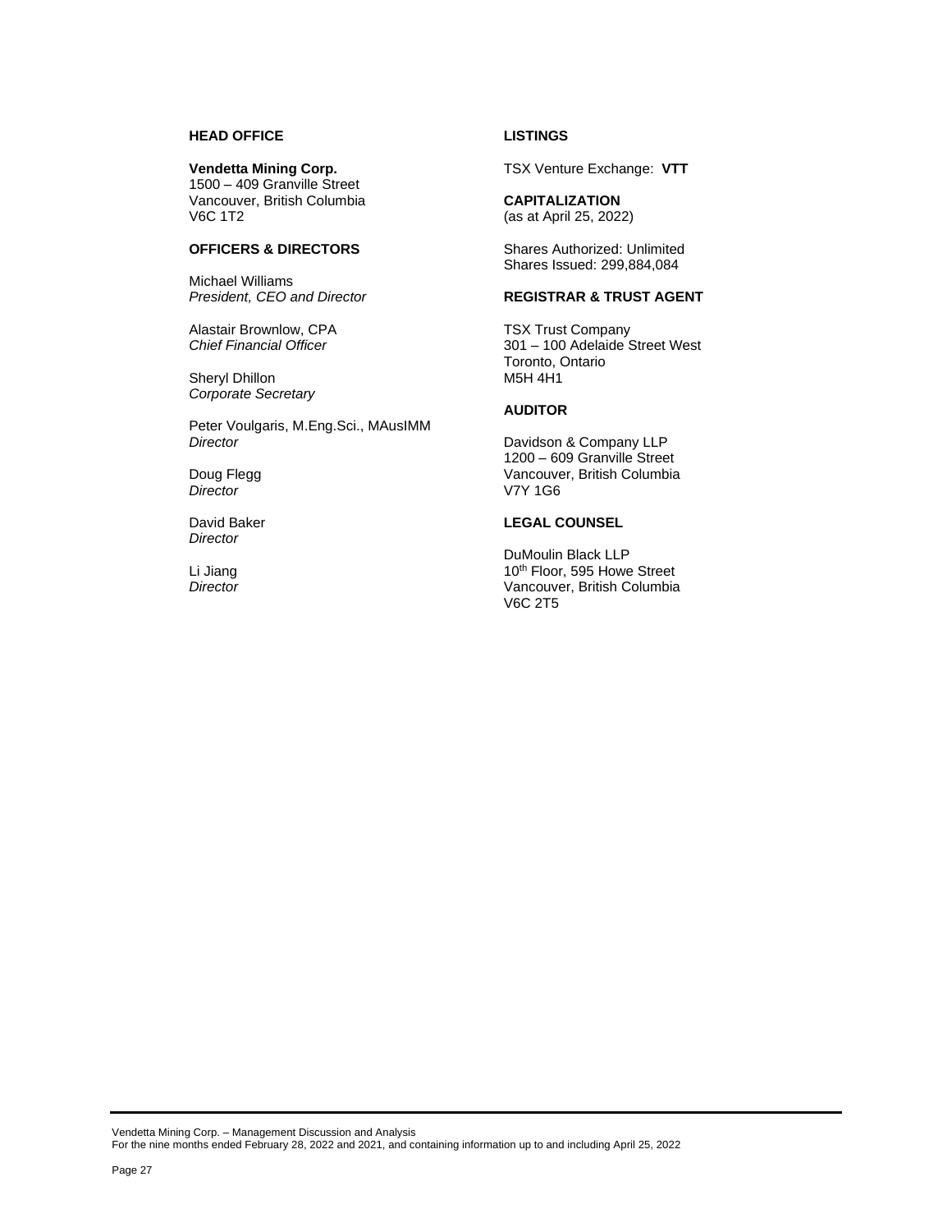### HEAD OFFICE

**Vendetta Mining Corp.**
1500 – 409 Granville Street
Vancouver, British Columbia
V6C 1T2

### OFFICERS & DIRECTORS

Michael Williams
*President, CEO and Director*

Alastair Brownlow, CPA
*Chief Financial Officer*

Sheryl Dhillon
*Corporate Secretary*

Peter Voulgaris, M.Eng.Sci., MAusIMM
*Director*

Doug Flegg
*Director*

David Baker
*Director*

Li Jiang
*Director*

### LISTINGS

TSX Venture Exchange: **VTT**

**CAPITALIZATION**
(as at April 25, 2022)

Shares Authorized: Unlimited
Shares Issued: 299,884,084

### REGISTRAR & TRUST AGENT

TSX Trust Company
301 – 100 Adelaide Street West
Toronto, Ontario
M5H 4H1

### AUDITOR

Davidson & Company LLP
1200 – 609 Granville Street
Vancouver, British Columbia
V7Y 1G6

### LEGAL COUNSEL

DuMoulin Black LLP
10th Floor, 595 Howe Street
Vancouver, British Columbia
V6C 2T5